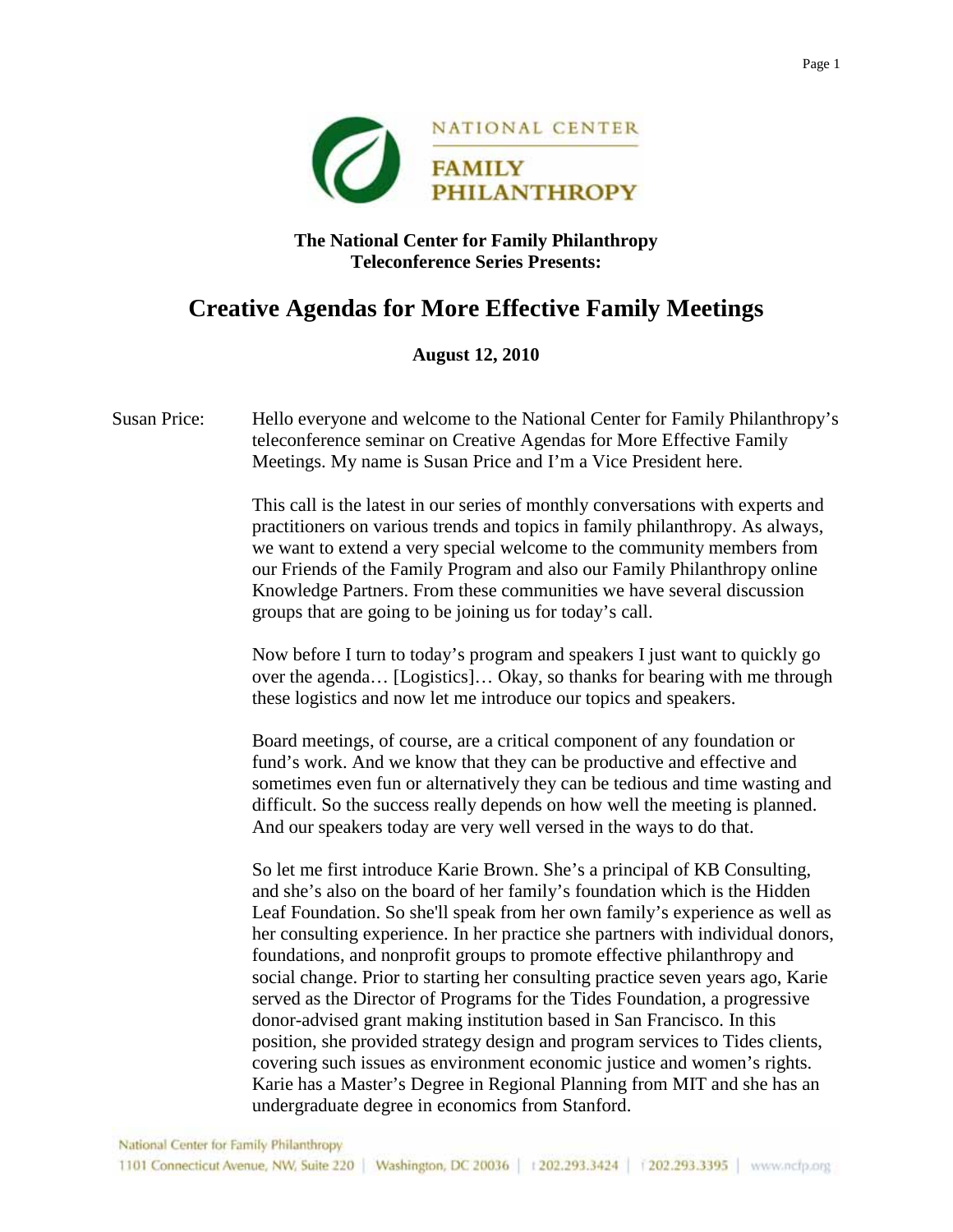NATIONAL CENTER
FAMILY
PHILANTHROPY

**The National Center for Family Philanthropy**
**Teleconference Series Presents:**

# Creative Agendas for More Effective Family Meetings

**August 12, 2010**

Susan Price: Hello everyone and welcome to the National Center for Family Philanthropy's teleconference seminar on Creative Agendas for More Effective Family Meetings. My name is Susan Price and I'm a Vice President here.

This call is the latest in our series of monthly conversations with experts and practitioners on various trends and topics in family philanthropy. As always, we want to extend a very special welcome to the community members from our Friends of the Family Program and also our Family Philanthropy online Knowledge Partners. From these communities we have several discussion groups that are going to be joining us for today's call.

Now before I turn to today's program and speakers I just want to quickly go over the agenda… [Logistics]… Okay, so thanks for bearing with me through these logistics and now let me introduce our topics and speakers.

Board meetings, of course, are a critical component of any foundation or fund's work. And we know that they can be productive and effective and sometimes even fun or alternatively they can be tedious and time wasting and difficult. So the success really depends on how well the meeting is planned. And our speakers today are very well versed in the ways to do that.

So let me first introduce Karie Brown. She's a principal of KB Consulting, and she's also on the board of her family's foundation which is the Hidden Leaf Foundation. So she'll speak from her own family's experience as well as her consulting experience. In her practice she partners with individual donors, foundations, and nonprofit groups to promote effective philanthropy and social change. Prior to starting her consulting practice seven years ago, Karie served as the Director of Programs for the Tides Foundation, a progressive donor-advised grant making institution based in San Francisco. In this position, she provided strategy design and program services to Tides clients, covering such issues as environment economic justice and women's rights. Karie has a Master's Degree in Regional Planning from MIT and she has an undergraduate degree in economics from Stanford.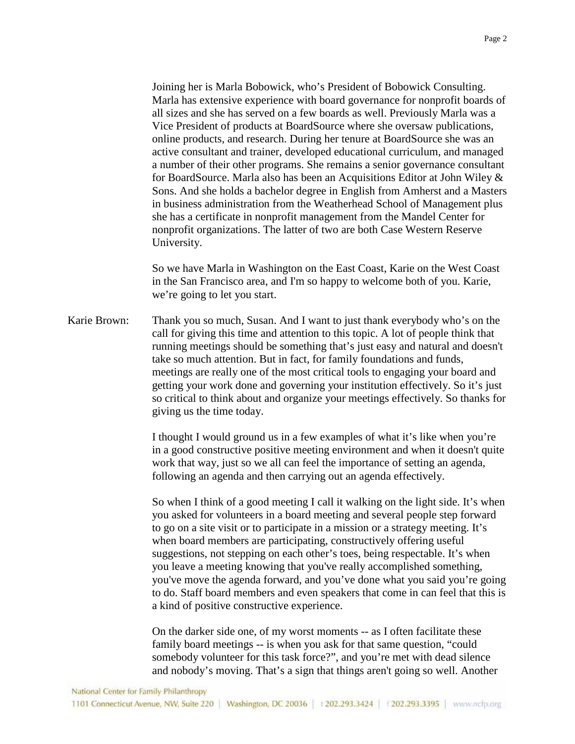Joining her is Marla Bobowick, who's President of Bobowick Consulting. Marla has extensive experience with board governance for nonprofit boards of all sizes and she has served on a few boards as well. Previously Marla was a Vice President of products at BoardSource where she oversaw publications, online products, and research. During her tenure at BoardSource she was an active consultant and trainer, developed educational curriculum, and managed a number of their other programs. She remains a senior governance consultant for BoardSource. Marla also has been an Acquisitions Editor at John Wiley & Sons. And she holds a bachelor degree in English from Amherst and a Masters in business administration from the Weatherhead School of Management plus she has a certificate in nonprofit management from the Mandel Center for nonprofit organizations. The latter of two are both Case Western Reserve University.

So we have Marla in Washington on the East Coast, Karie on the West Coast in the San Francisco area, and I'm so happy to welcome both of you. Karie, we're going to let you start.

Karie Brown: Thank you so much, Susan. And I want to just thank everybody who's on the call for giving this time and attention to this topic. A lot of people think that running meetings should be something that's just easy and natural and doesn't take so much attention. But in fact, for family foundations and funds, meetings are really one of the most critical tools to engaging your board and getting your work done and governing your institution effectively. So it's just so critical to think about and organize your meetings effectively. So thanks for giving us the time today.

I thought I would ground us in a few examples of what it's like when you're in a good constructive positive meeting environment and when it doesn't quite work that way, just so we all can feel the importance of setting an agenda, following an agenda and then carrying out an agenda effectively.

So when I think of a good meeting I call it walking on the light side. It's when you asked for volunteers in a board meeting and several people step forward to go on a site visit or to participate in a mission or a strategy meeting. It's when board members are participating, constructively offering useful suggestions, not stepping on each other's toes, being respectable. It's when you leave a meeting knowing that you've really accomplished something, you've move the agenda forward, and you've done what you said you're going to do. Staff board members and even speakers that come in can feel that this is a kind of positive constructive experience.

On the darker side one, of my worst moments -- as I often facilitate these family board meetings -- is when you ask for that same question, "could somebody volunteer for this task force?", and you're met with dead silence and nobody's moving. That's a sign that things aren't going so well. Another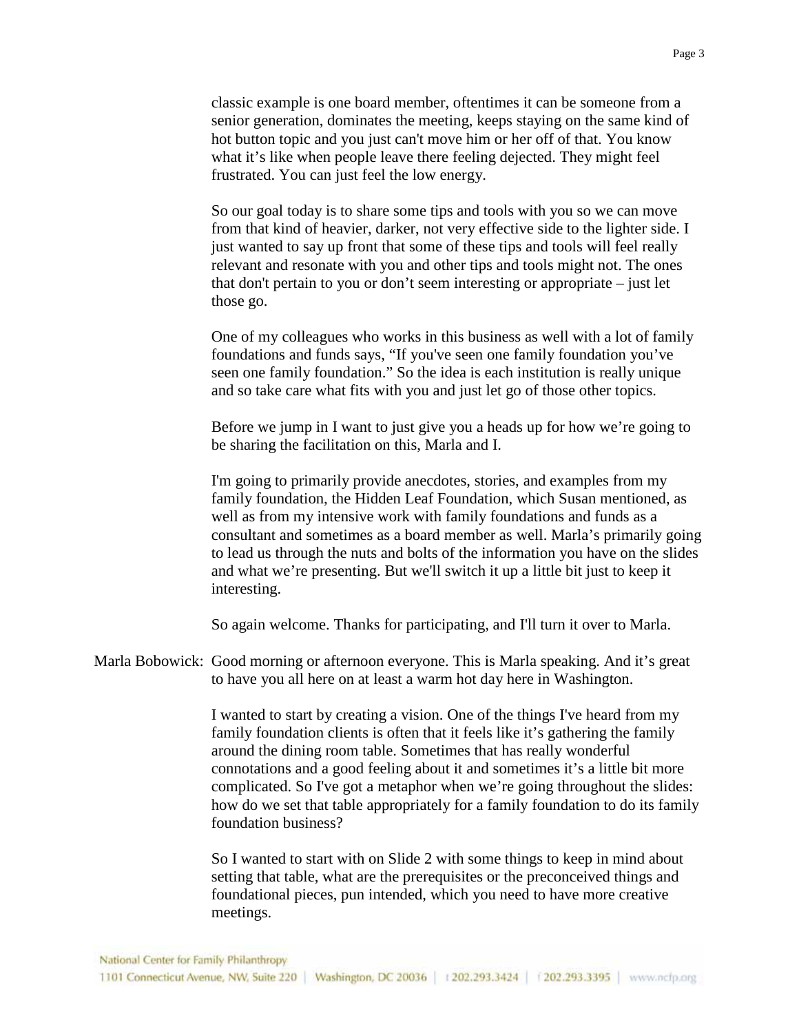classic example is one board member, oftentimes it can be someone from a senior generation, dominates the meeting, keeps staying on the same kind of hot button topic and you just can't move him or her off of that. You know what it's like when people leave there feeling dejected. They might feel frustrated. You can just feel the low energy.

So our goal today is to share some tips and tools with you so we can move from that kind of heavier, darker, not very effective side to the lighter side. I just wanted to say up front that some of these tips and tools will feel really relevant and resonate with you and other tips and tools might not. The ones that don't pertain to you or don't seem interesting or appropriate – just let those go.

One of my colleagues who works in this business as well with a lot of family foundations and funds says, "If you've seen one family foundation you've seen one family foundation." So the idea is each institution is really unique and so take care what fits with you and just let go of those other topics.

Before we jump in I want to just give you a heads up for how we're going to be sharing the facilitation on this, Marla and I.

I'm going to primarily provide anecdotes, stories, and examples from my family foundation, the Hidden Leaf Foundation, which Susan mentioned, as well as from my intensive work with family foundations and funds as a consultant and sometimes as a board member as well. Marla's primarily going to lead us through the nuts and bolts of the information you have on the slides and what we're presenting. But we'll switch it up a little bit just to keep it interesting.

So again welcome. Thanks for participating, and I'll turn it over to Marla.

Marla Bobowick: Good morning or afternoon everyone. This is Marla speaking. And it's great to have you all here on at least a warm hot day here in Washington.

I wanted to start by creating a vision. One of the things I've heard from my family foundation clients is often that it feels like it's gathering the family around the dining room table. Sometimes that has really wonderful connotations and a good feeling about it and sometimes it's a little bit more complicated. So I've got a metaphor when we're going throughout the slides: how do we set that table appropriately for a family foundation to do its family foundation business?

So I wanted to start with on Slide 2 with some things to keep in mind about setting that table, what are the prerequisites or the preconceived things and foundational pieces, pun intended, which you need to have more creative meetings.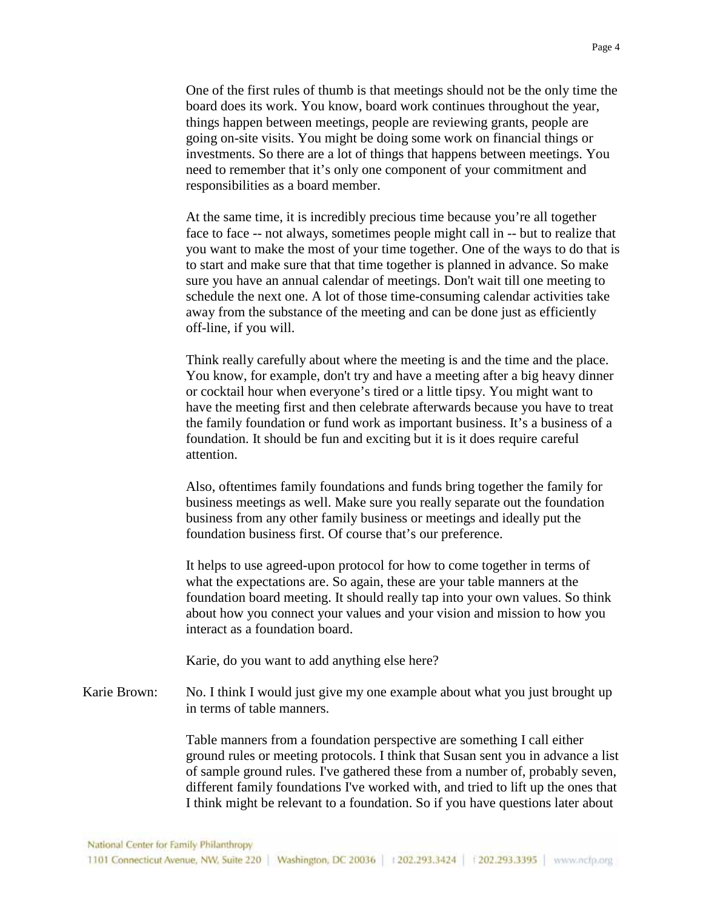One of the first rules of thumb is that meetings should not be the only time the board does its work. You know, board work continues throughout the year, things happen between meetings, people are reviewing grants, people are going on-site visits. You might be doing some work on financial things or investments. So there are a lot of things that happens between meetings. You need to remember that it's only one component of your commitment and responsibilities as a board member.

At the same time, it is incredibly precious time because you're all together face to face -- not always, sometimes people might call in -- but to realize that you want to make the most of your time together. One of the ways to do that is to start and make sure that that time together is planned in advance. So make sure you have an annual calendar of meetings. Don't wait till one meeting to schedule the next one. A lot of those time-consuming calendar activities take away from the substance of the meeting and can be done just as efficiently off-line, if you will.

Think really carefully about where the meeting is and the time and the place. You know, for example, don't try and have a meeting after a big heavy dinner or cocktail hour when everyone's tired or a little tipsy. You might want to have the meeting first and then celebrate afterwards because you have to treat the family foundation or fund work as important business. It's a business of a foundation. It should be fun and exciting but it is it does require careful attention.

Also, oftentimes family foundations and funds bring together the family for business meetings as well. Make sure you really separate out the foundation business from any other family business or meetings and ideally put the foundation business first. Of course that's our preference.

It helps to use agreed-upon protocol for how to come together in terms of what the expectations are. So again, these are your table manners at the foundation board meeting. It should really tap into your own values. So think about how you connect your values and your vision and mission to how you interact as a foundation board.

Karie, do you want to add anything else here?

Karie Brown: No. I think I would just give my one example about what you just brought up in terms of table manners.

Table manners from a foundation perspective are something I call either ground rules or meeting protocols. I think that Susan sent you in advance a list of sample ground rules. I've gathered these from a number of, probably seven, different family foundations I've worked with, and tried to lift up the ones that I think might be relevant to a foundation. So if you have questions later about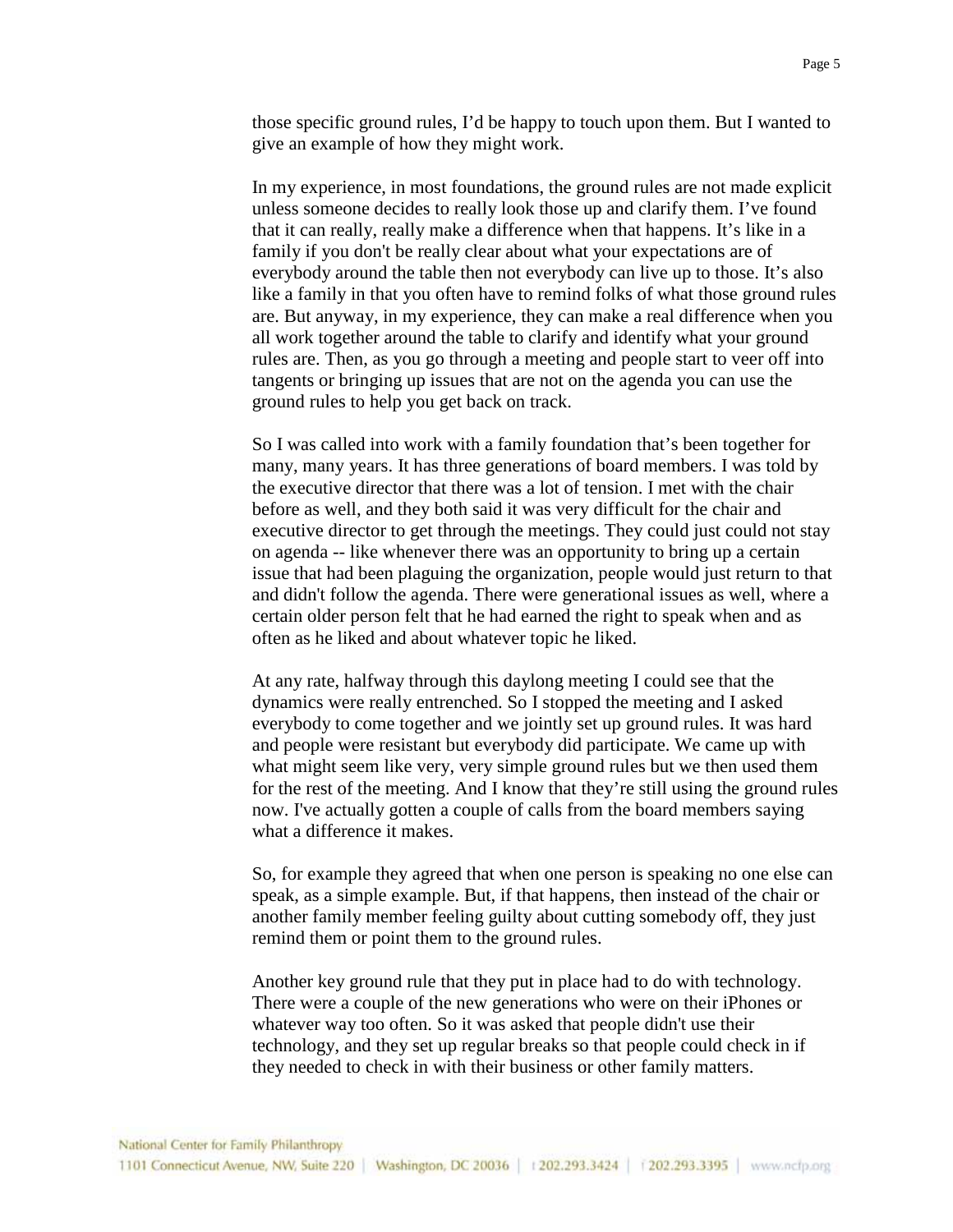those specific ground rules, I'd be happy to touch upon them. But I wanted to give an example of how they might work.

In my experience, in most foundations, the ground rules are not made explicit unless someone decides to really look those up and clarify them. I've found that it can really, really make a difference when that happens. It's like in a family if you don't be really clear about what your expectations are of everybody around the table then not everybody can live up to those. It's also like a family in that you often have to remind folks of what those ground rules are. But anyway, in my experience, they can make a real difference when you all work together around the table to clarify and identify what your ground rules are. Then, as you go through a meeting and people start to veer off into tangents or bringing up issues that are not on the agenda you can use the ground rules to help you get back on track.

So I was called into work with a family foundation that's been together for many, many years. It has three generations of board members. I was told by the executive director that there was a lot of tension. I met with the chair before as well, and they both said it was very difficult for the chair and executive director to get through the meetings. They could just could not stay on agenda -- like whenever there was an opportunity to bring up a certain issue that had been plaguing the organization, people would just return to that and didn't follow the agenda. There were generational issues as well, where a certain older person felt that he had earned the right to speak when and as often as he liked and about whatever topic he liked.

At any rate, halfway through this daylong meeting I could see that the dynamics were really entrenched. So I stopped the meeting and I asked everybody to come together and we jointly set up ground rules. It was hard and people were resistant but everybody did participate. We came up with what might seem like very, very simple ground rules but we then used them for the rest of the meeting. And I know that they're still using the ground rules now. I've actually gotten a couple of calls from the board members saying what a difference it makes.

So, for example they agreed that when one person is speaking no one else can speak, as a simple example. But, if that happens, then instead of the chair or another family member feeling guilty about cutting somebody off, they just remind them or point them to the ground rules.

Another key ground rule that they put in place had to do with technology. There were a couple of the new generations who were on their iPhones or whatever way too often. So it was asked that people didn't use their technology, and they set up regular breaks so that people could check in if they needed to check in with their business or other family matters.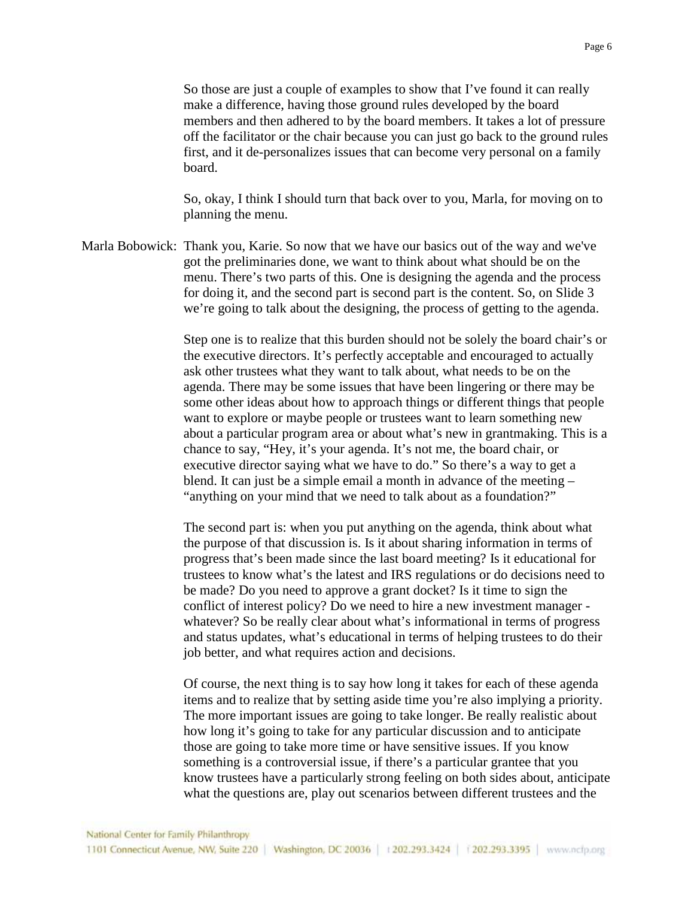So those are just a couple of examples to show that I've found it can really make a difference, having those ground rules developed by the board members and then adhered to by the board members. It takes a lot of pressure off the facilitator or the chair because you can just go back to the ground rules first, and it de-personalizes issues that can become very personal on a family board.

So, okay, I think I should turn that back over to you, Marla, for moving on to planning the menu.

Marla Bobowick: Thank you, Karie. So now that we have our basics out of the way and we've got the preliminaries done, we want to think about what should be on the menu. There's two parts of this. One is designing the agenda and the process for doing it, and the second part is second part is the content. So, on Slide 3 we're going to talk about the designing, the process of getting to the agenda.

Step one is to realize that this burden should not be solely the board chair's or the executive directors. It's perfectly acceptable and encouraged to actually ask other trustees what they want to talk about, what needs to be on the agenda. There may be some issues that have been lingering or there may be some other ideas about how to approach things or different things that people want to explore or maybe people or trustees want to learn something new about a particular program area or about what's new in grantmaking. This is a chance to say, "Hey, it's your agenda. It's not me, the board chair, or executive director saying what we have to do." So there's a way to get a blend. It can just be a simple email a month in advance of the meeting – "anything on your mind that we need to talk about as a foundation?"

The second part is: when you put anything on the agenda, think about what the purpose of that discussion is. Is it about sharing information in terms of progress that's been made since the last board meeting? Is it educational for trustees to know what's the latest and IRS regulations or do decisions need to be made? Do you need to approve a grant docket? Is it time to sign the conflict of interest policy? Do we need to hire a new investment manager - whatever? So be really clear about what's informational in terms of progress and status updates, what's educational in terms of helping trustees to do their job better, and what requires action and decisions.

Of course, the next thing is to say how long it takes for each of these agenda items and to realize that by setting aside time you're also implying a priority. The more important issues are going to take longer. Be really realistic about how long it's going to take for any particular discussion and to anticipate those are going to take more time or have sensitive issues. If you know something is a controversial issue, if there's a particular grantee that you know trustees have a particularly strong feeling on both sides about, anticipate what the questions are, play out scenarios between different trustees and the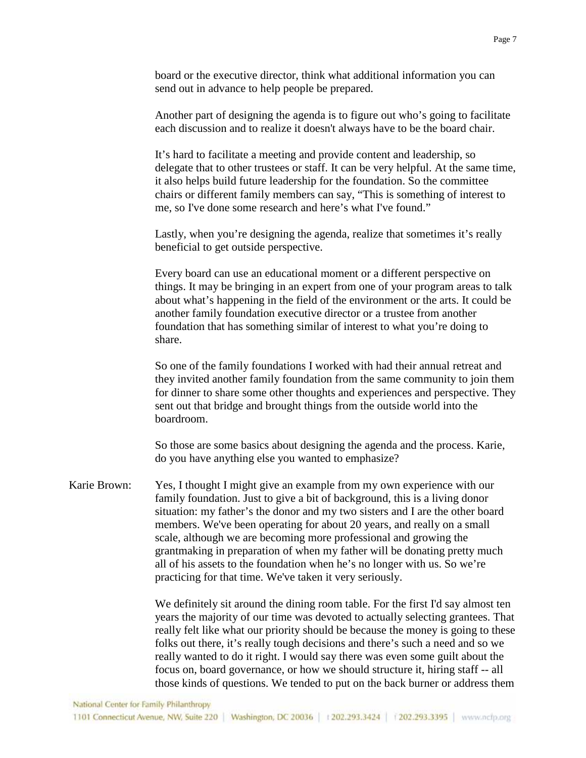board or the executive director, think what additional information you can send out in advance to help people be prepared.

Another part of designing the agenda is to figure out who's going to facilitate each discussion and to realize it doesn't always have to be the board chair.

It's hard to facilitate a meeting and provide content and leadership, so delegate that to other trustees or staff. It can be very helpful. At the same time, it also helps build future leadership for the foundation. So the committee chairs or different family members can say, "This is something of interest to me, so I've done some research and here's what I've found."

Lastly, when you're designing the agenda, realize that sometimes it's really beneficial to get outside perspective.

Every board can use an educational moment or a different perspective on things. It may be bringing in an expert from one of your program areas to talk about what's happening in the field of the environment or the arts. It could be another family foundation executive director or a trustee from another foundation that has something similar of interest to what you're doing to share.

So one of the family foundations I worked with had their annual retreat and they invited another family foundation from the same community to join them for dinner to share some other thoughts and experiences and perspective. They sent out that bridge and brought things from the outside world into the boardroom.

So those are some basics about designing the agenda and the process. Karie, do you have anything else you wanted to emphasize?

Karie Brown: Yes, I thought I might give an example from my own experience with our family foundation. Just to give a bit of background, this is a living donor situation: my father's the donor and my two sisters and I are the other board members. We've been operating for about 20 years, and really on a small scale, although we are becoming more professional and growing the grantmaking in preparation of when my father will be donating pretty much all of his assets to the foundation when he's no longer with us. So we're practicing for that time. We've taken it very seriously.

We definitely sit around the dining room table. For the first I'd say almost ten years the majority of our time was devoted to actually selecting grantees. That really felt like what our priority should be because the money is going to these folks out there, it's really tough decisions and there's such a need and so we really wanted to do it right. I would say there was even some guilt about the focus on, board governance, or how we should structure it, hiring staff -- all those kinds of questions. We tended to put on the back burner or address them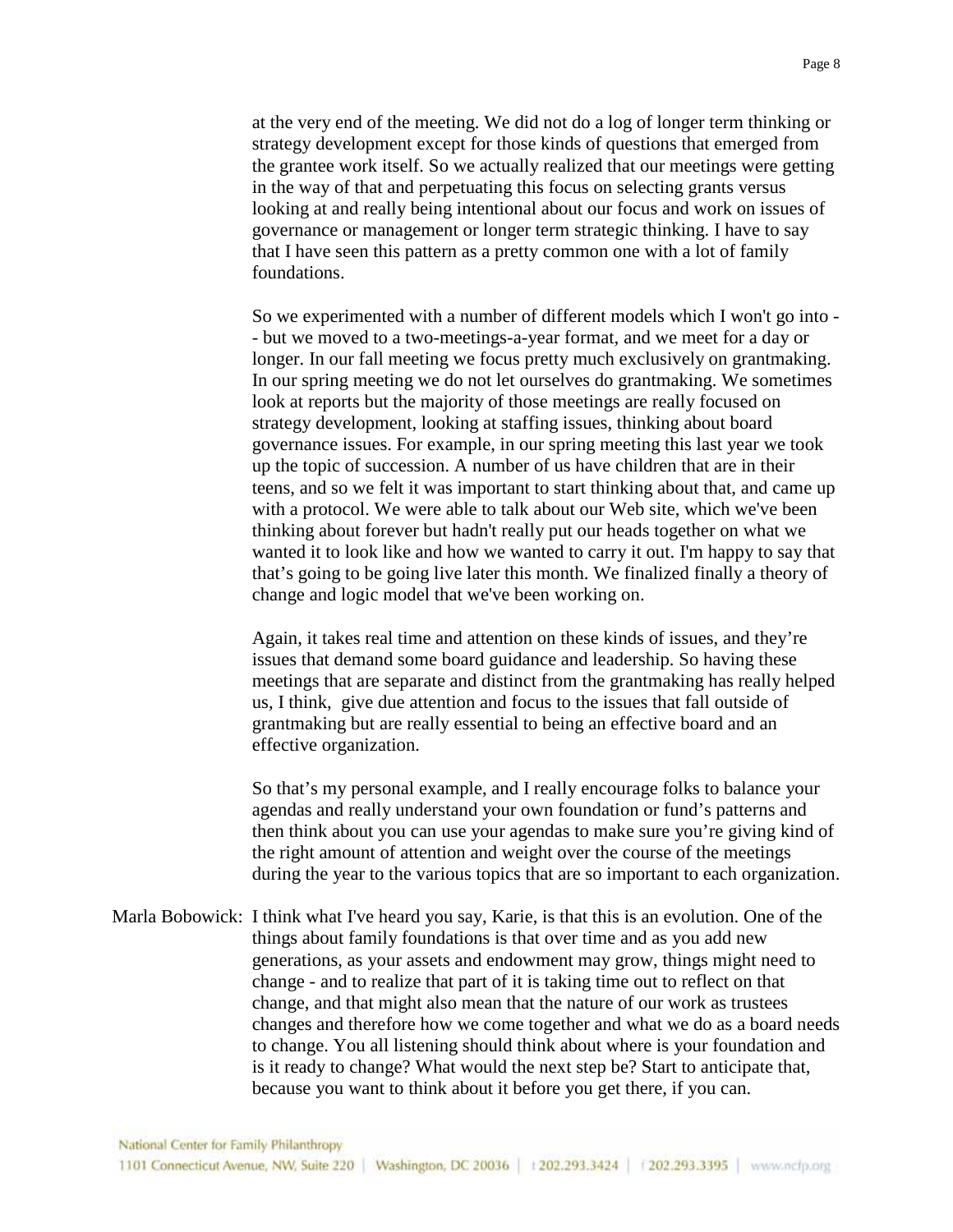at the very end of the meeting. We did not do a log of longer term thinking or strategy development except for those kinds of questions that emerged from the grantee work itself. So we actually realized that our meetings were getting in the way of that and perpetuating this focus on selecting grants versus looking at and really being intentional about our focus and work on issues of governance or management or longer term strategic thinking. I have to say that I have seen this pattern as a pretty common one with a lot of family foundations.

So we experimented with a number of different models which I won't go into -- but we moved to a two-meetings-a-year format, and we meet for a day or longer. In our fall meeting we focus pretty much exclusively on grantmaking. In our spring meeting we do not let ourselves do grantmaking. We sometimes look at reports but the majority of those meetings are really focused on strategy development, looking at staffing issues, thinking about board governance issues. For example, in our spring meeting this last year we took up the topic of succession. A number of us have children that are in their teens, and so we felt it was important to start thinking about that, and came up with a protocol. We were able to talk about our Web site, which we've been thinking about forever but hadn't really put our heads together on what we wanted it to look like and how we wanted to carry it out. I'm happy to say that that's going to be going live later this month. We finalized finally a theory of change and logic model that we've been working on.

Again, it takes real time and attention on these kinds of issues, and they're issues that demand some board guidance and leadership. So having these meetings that are separate and distinct from the grantmaking has really helped us, I think, give due attention and focus to the issues that fall outside of grantmaking but are really essential to being an effective board and an effective organization.

So that's my personal example, and I really encourage folks to balance your agendas and really understand your own foundation or fund's patterns and then think about you can use your agendas to make sure you're giving kind of the right amount of attention and weight over the course of the meetings during the year to the various topics that are so important to each organization.

Marla Bobowick: I think what I've heard you say, Karie, is that this is an evolution. One of the things about family foundations is that over time and as you add new generations, as your assets and endowment may grow, things might need to change - and to realize that part of it is taking time out to reflect on that change, and that might also mean that the nature of our work as trustees changes and therefore how we come together and what we do as a board needs to change. You all listening should think about where is your foundation and is it ready to change? What would the next step be? Start to anticipate that, because you want to think about it before you get there, if you can.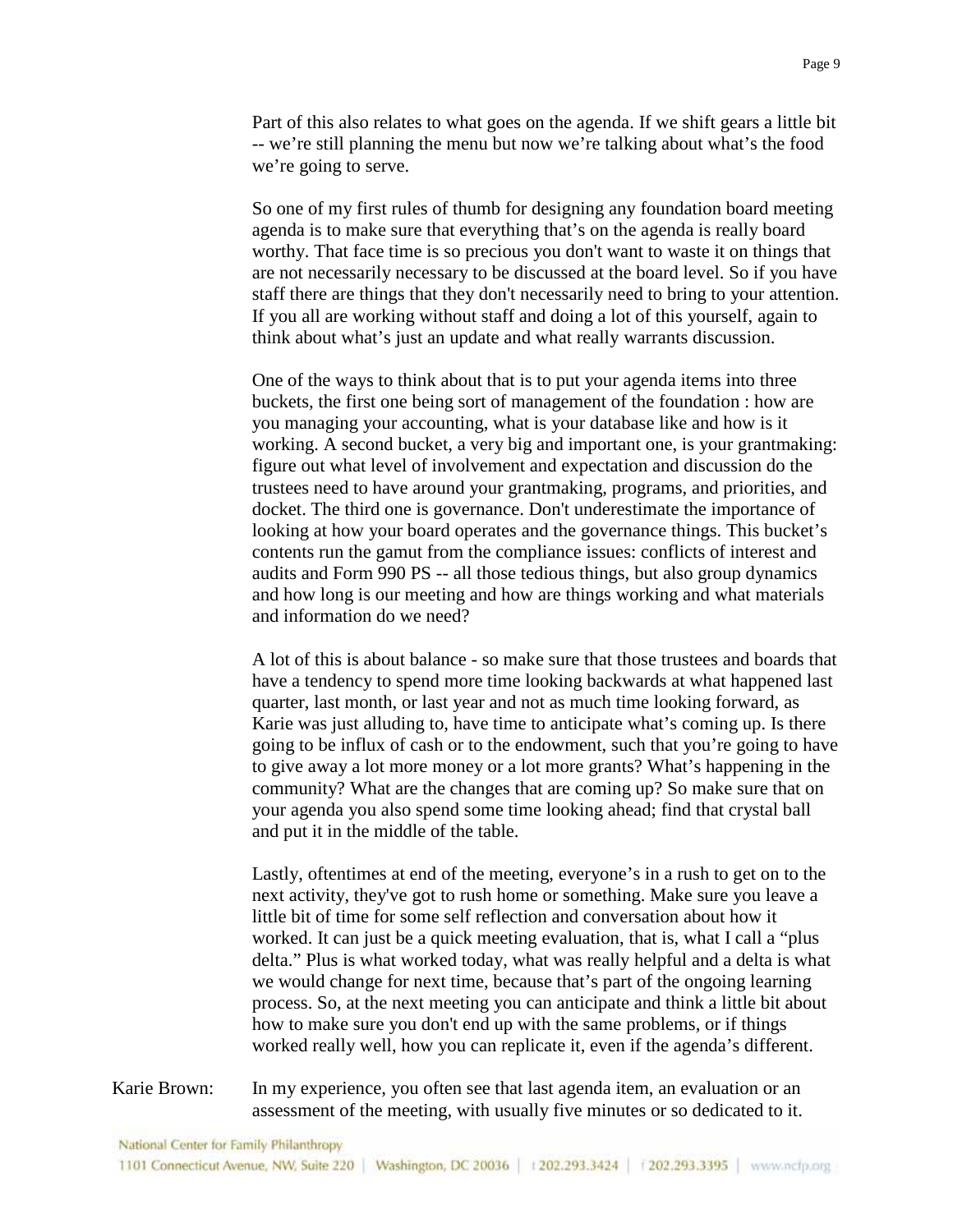Part of this also relates to what goes on the agenda. If we shift gears a little bit -- we're still planning the menu but now we're talking about what's the food we're going to serve.

So one of my first rules of thumb for designing any foundation board meeting agenda is to make sure that everything that's on the agenda is really board worthy. That face time is so precious you don't want to waste it on things that are not necessarily necessary to be discussed at the board level. So if you have staff there are things that they don't necessarily need to bring to your attention. If you all are working without staff and doing a lot of this yourself, again to think about what's just an update and what really warrants discussion.

One of the ways to think about that is to put your agenda items into three buckets, the first one being sort of management of the foundation : how are you managing your accounting, what is your database like and how is it working. A second bucket, a very big and important one, is your grantmaking: figure out what level of involvement and expectation and discussion do the trustees need to have around your grantmaking, programs, and priorities, and docket. The third one is governance. Don't underestimate the importance of looking at how your board operates and the governance things. This bucket's contents run the gamut from the compliance issues: conflicts of interest and audits and Form 990 PS -- all those tedious things, but also group dynamics and how long is our meeting and how are things working and what materials and information do we need?

A lot of this is about balance - so make sure that those trustees and boards that have a tendency to spend more time looking backwards at what happened last quarter, last month, or last year and not as much time looking forward, as Karie was just alluding to, have time to anticipate what's coming up. Is there going to be influx of cash or to the endowment, such that you're going to have to give away a lot more money or a lot more grants? What's happening in the community? What are the changes that are coming up? So make sure that on your agenda you also spend some time looking ahead; find that crystal ball and put it in the middle of the table.

Lastly, oftentimes at end of the meeting, everyone's in a rush to get on to the next activity, they've got to rush home or something. Make sure you leave a little bit of time for some self reflection and conversation about how it worked. It can just be a quick meeting evaluation, that is, what I call a "plus delta." Plus is what worked today, what was really helpful and a delta is what we would change for next time, because that's part of the ongoing learning process. So, at the next meeting you can anticipate and think a little bit about how to make sure you don't end up with the same problems, or if things worked really well, how you can replicate it, even if the agenda's different.

Karie Brown: In my experience, you often see that last agenda item, an evaluation or an assessment of the meeting, with usually five minutes or so dedicated to it.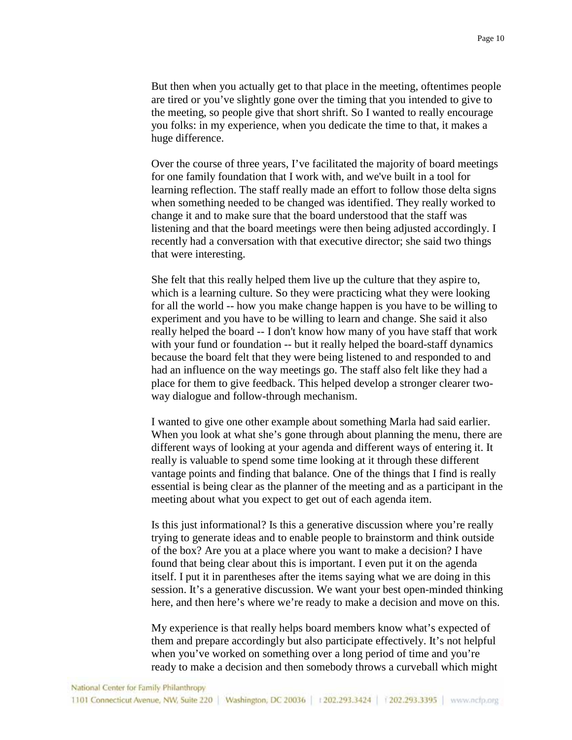But then when you actually get to that place in the meeting, oftentimes people are tired or you've slightly gone over the timing that you intended to give to the meeting, so people give that short shrift. So I wanted to really encourage you folks: in my experience, when you dedicate the time to that, it makes a huge difference.

Over the course of three years, I've facilitated the majority of board meetings for one family foundation that I work with, and we've built in a tool for learning reflection. The staff really made an effort to follow those delta signs when something needed to be changed was identified. They really worked to change it and to make sure that the board understood that the staff was listening and that the board meetings were then being adjusted accordingly. I recently had a conversation with that executive director; she said two things that were interesting.

She felt that this really helped them live up the culture that they aspire to, which is a learning culture. So they were practicing what they were looking for all the world -- how you make change happen is you have to be willing to experiment and you have to be willing to learn and change. She said it also really helped the board -- I don't know how many of you have staff that work with your fund or foundation -- but it really helped the board-staff dynamics because the board felt that they were being listened to and responded to and had an influence on the way meetings go. The staff also felt like they had a place for them to give feedback. This helped develop a stronger clearer two-way dialogue and follow-through mechanism.

I wanted to give one other example about something Marla had said earlier. When you look at what she's gone through about planning the menu, there are different ways of looking at your agenda and different ways of entering it. It really is valuable to spend some time looking at it through these different vantage points and finding that balance. One of the things that I find is really essential is being clear as the planner of the meeting and as a participant in the meeting about what you expect to get out of each agenda item.

Is this just informational? Is this a generative discussion where you're really trying to generate ideas and to enable people to brainstorm and think outside of the box? Are you at a place where you want to make a decision? I have found that being clear about this is important. I even put it on the agenda itself. I put it in parentheses after the items saying what we are doing in this session. It's a generative discussion. We want your best open-minded thinking here, and then here's where we're ready to make a decision and move on this.

My experience is that really helps board members know what's expected of them and prepare accordingly but also participate effectively. It's not helpful when you've worked on something over a long period of time and you're ready to make a decision and then somebody throws a curveball which might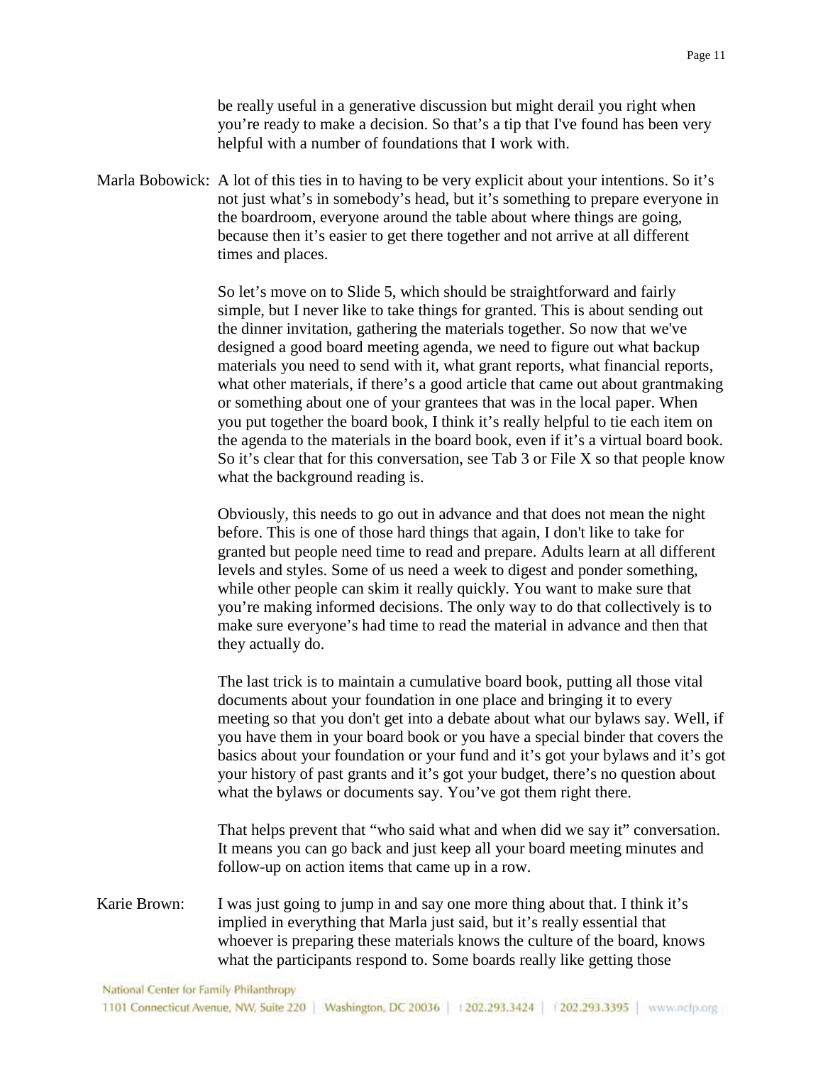be really useful in a generative discussion but might derail you right when you're ready to make a decision. So that's a tip that I've found has been very helpful with a number of foundations that I work with.

Marla Bobowick: A lot of this ties in to having to be very explicit about your intentions. So it's not just what's in somebody's head, but it's something to prepare everyone in the boardroom, everyone around the table about where things are going, because then it's easier to get there together and not arrive at all different times and places.

So let's move on to Slide 5, which should be straightforward and fairly simple, but I never like to take things for granted. This is about sending out the dinner invitation, gathering the materials together. So now that we've designed a good board meeting agenda, we need to figure out what backup materials you need to send with it, what grant reports, what financial reports, what other materials, if there's a good article that came out about grantmaking or something about one of your grantees that was in the local paper. When you put together the board book, I think it's really helpful to tie each item on the agenda to the materials in the board book, even if it's a virtual board book. So it's clear that for this conversation, see Tab 3 or File X so that people know what the background reading is.

Obviously, this needs to go out in advance and that does not mean the night before. This is one of those hard things that again, I don't like to take for granted but people need time to read and prepare. Adults learn at all different levels and styles. Some of us need a week to digest and ponder something, while other people can skim it really quickly. You want to make sure that you're making informed decisions. The only way to do that collectively is to make sure everyone's had time to read the material in advance and then that they actually do.

The last trick is to maintain a cumulative board book, putting all those vital documents about your foundation in one place and bringing it to every meeting so that you don't get into a debate about what our bylaws say. Well, if you have them in your board book or you have a special binder that covers the basics about your foundation or your fund and it's got your bylaws and it's got your history of past grants and it's got your budget, there's no question about what the bylaws or documents say. You've got them right there.

That helps prevent that "who said what and when did we say it" conversation. It means you can go back and just keep all your board meeting minutes and follow-up on action items that came up in a row.

Karie Brown: I was just going to jump in and say one more thing about that. I think it's implied in everything that Marla just said, but it's really essential that whoever is preparing these materials knows the culture of the board, knows what the participants respond to. Some boards really like getting those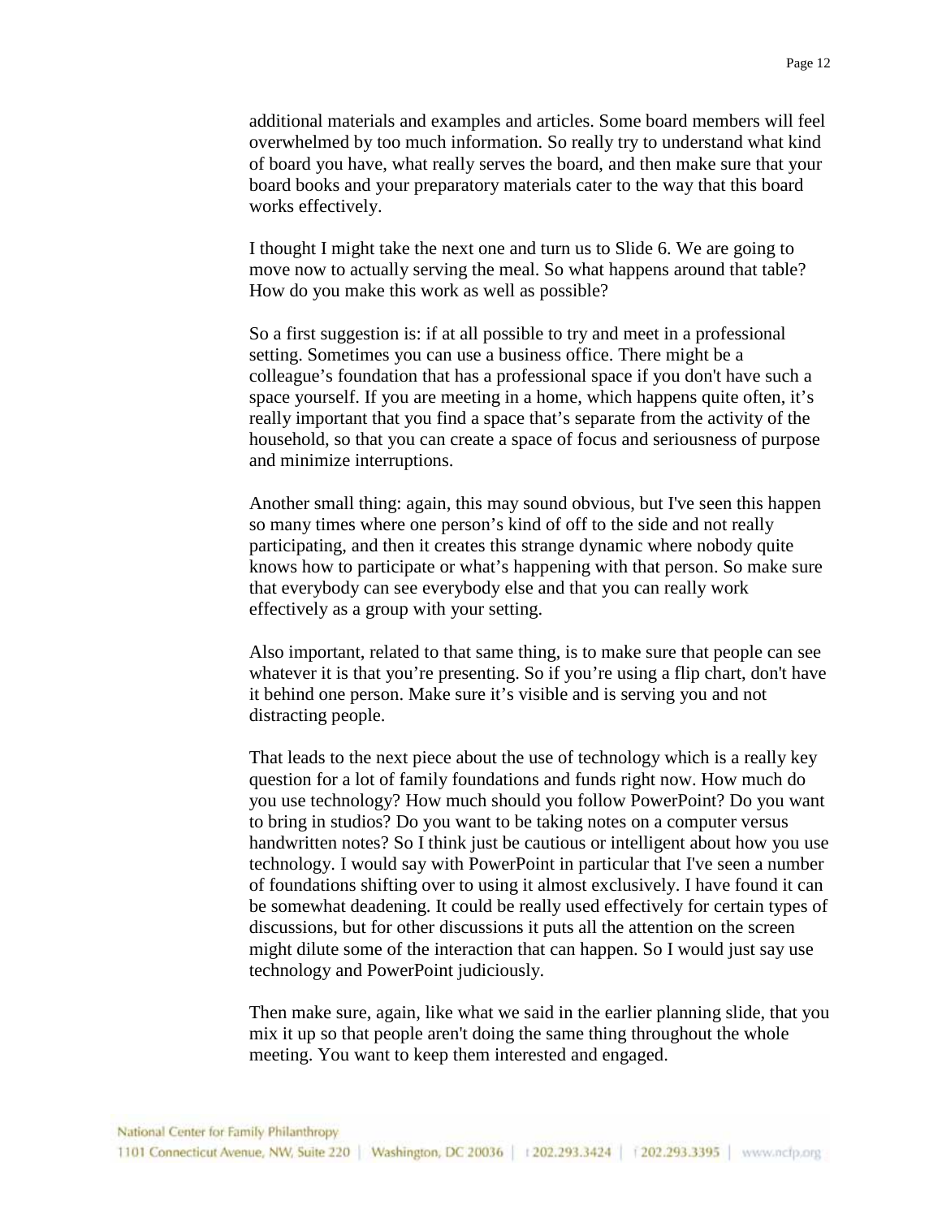additional materials and examples and articles. Some board members will feel overwhelmed by too much information. So really try to understand what kind of board you have, what really serves the board, and then make sure that your board books and your preparatory materials cater to the way that this board works effectively.

I thought I might take the next one and turn us to Slide 6. We are going to move now to actually serving the meal. So what happens around that table? How do you make this work as well as possible?

So a first suggestion is: if at all possible to try and meet in a professional setting. Sometimes you can use a business office. There might be a colleague's foundation that has a professional space if you don't have such a space yourself. If you are meeting in a home, which happens quite often, it's really important that you find a space that's separate from the activity of the household, so that you can create a space of focus and seriousness of purpose and minimize interruptions.

Another small thing: again, this may sound obvious, but I've seen this happen so many times where one person's kind of off to the side and not really participating, and then it creates this strange dynamic where nobody quite knows how to participate or what's happening with that person. So make sure that everybody can see everybody else and that you can really work effectively as a group with your setting.

Also important, related to that same thing, is to make sure that people can see whatever it is that you're presenting. So if you're using a flip chart, don't have it behind one person. Make sure it's visible and is serving you and not distracting people.

That leads to the next piece about the use of technology which is a really key question for a lot of family foundations and funds right now. How much do you use technology? How much should you follow PowerPoint? Do you want to bring in studios? Do you want to be taking notes on a computer versus handwritten notes? So I think just be cautious or intelligent about how you use technology. I would say with PowerPoint in particular that I've seen a number of foundations shifting over to using it almost exclusively. I have found it can be somewhat deadening. It could be really used effectively for certain types of discussions, but for other discussions it puts all the attention on the screen might dilute some of the interaction that can happen. So I would just say use technology and PowerPoint judiciously.

Then make sure, again, like what we said in the earlier planning slide, that you mix it up so that people aren't doing the same thing throughout the whole meeting. You want to keep them interested and engaged.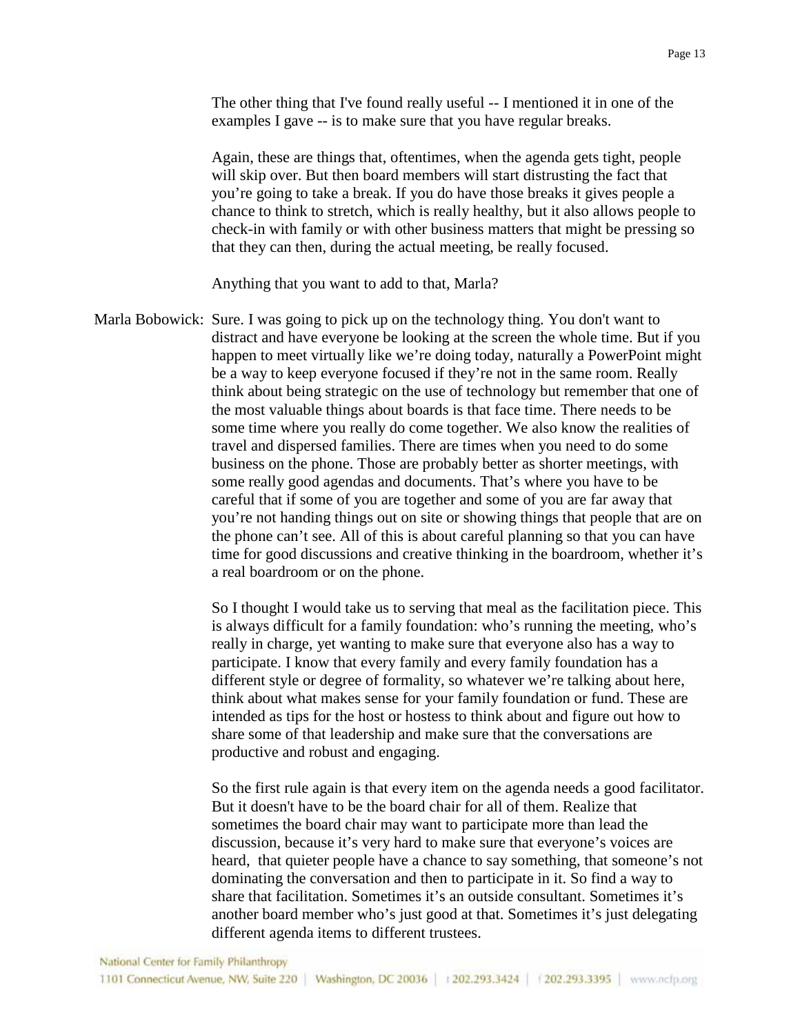The other thing that I've found really useful -- I mentioned it in one of the examples I gave -- is to make sure that you have regular breaks.

Again, these are things that, oftentimes, when the agenda gets tight, people will skip over. But then board members will start distrusting the fact that you're going to take a break. If you do have those breaks it gives people a chance to think to stretch, which is really healthy, but it also allows people to check-in with family or with other business matters that might be pressing so that they can then, during the actual meeting, be really focused.

Anything that you want to add to that, Marla?

Marla Bobowick: Sure. I was going to pick up on the technology thing. You don't want to distract and have everyone be looking at the screen the whole time. But if you happen to meet virtually like we're doing today, naturally a PowerPoint might be a way to keep everyone focused if they're not in the same room. Really think about being strategic on the use of technology but remember that one of the most valuable things about boards is that face time. There needs to be some time where you really do come together. We also know the realities of travel and dispersed families. There are times when you need to do some business on the phone. Those are probably better as shorter meetings, with some really good agendas and documents. That's where you have to be careful that if some of you are together and some of you are far away that you're not handing things out on site or showing things that people that are on the phone can't see. All of this is about careful planning so that you can have time for good discussions and creative thinking in the boardroom, whether it's a real boardroom or on the phone.

So I thought I would take us to serving that meal as the facilitation piece. This is always difficult for a family foundation: who's running the meeting, who's really in charge, yet wanting to make sure that everyone also has a way to participate. I know that every family and every family foundation has a different style or degree of formality, so whatever we're talking about here, think about what makes sense for your family foundation or fund. These are intended as tips for the host or hostess to think about and figure out how to share some of that leadership and make sure that the conversations are productive and robust and engaging.

So the first rule again is that every item on the agenda needs a good facilitator. But it doesn't have to be the board chair for all of them. Realize that sometimes the board chair may want to participate more than lead the discussion, because it's very hard to make sure that everyone's voices are heard, that quieter people have a chance to say something, that someone's not dominating the conversation and then to participate in it. So find a way to share that facilitation. Sometimes it's an outside consultant. Sometimes it's another board member who's just good at that. Sometimes it's just delegating different agenda items to different trustees.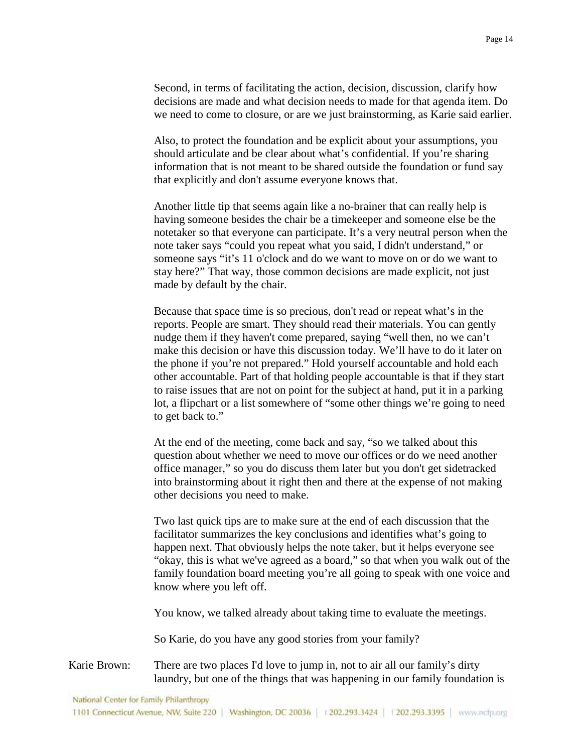Second, in terms of facilitating the action, decision, discussion, clarify how decisions are made and what decision needs to made for that agenda item. Do we need to come to closure, or are we just brainstorming, as Karie said earlier.

Also, to protect the foundation and be explicit about your assumptions, you should articulate and be clear about what's confidential. If you're sharing information that is not meant to be shared outside the foundation or fund say that explicitly and don't assume everyone knows that.

Another little tip that seems again like a no-brainer that can really help is having someone besides the chair be a timekeeper and someone else be the notetaker so that everyone can participate. It's a very neutral person when the note taker says "could you repeat what you said, I didn't understand," or someone says "it's 11 o'clock and do we want to move on or do we want to stay here?" That way, those common decisions are made explicit, not just made by default by the chair.

Because that space time is so precious, don't read or repeat what's in the reports. People are smart. They should read their materials. You can gently nudge them if they haven't come prepared, saying "well then, no we can't make this decision or have this discussion today. We'll have to do it later on the phone if you're not prepared." Hold yourself accountable and hold each other accountable. Part of that holding people accountable is that if they start to raise issues that are not on point for the subject at hand, put it in a parking lot, a flipchart or a list somewhere of "some other things we're going to need to get back to."

At the end of the meeting, come back and say, "so we talked about this question about whether we need to move our offices or do we need another office manager," so you do discuss them later but you don't get sidetracked into brainstorming about it right then and there at the expense of not making other decisions you need to make.

Two last quick tips are to make sure at the end of each discussion that the facilitator summarizes the key conclusions and identifies what's going to happen next. That obviously helps the note taker, but it helps everyone see "okay, this is what we've agreed as a board," so that when you walk out of the family foundation board meeting you're all going to speak with one voice and know where you left off.

You know, we talked already about taking time to evaluate the meetings.

So Karie, do you have any good stories from your family?

Karie Brown: There are two places I'd love to jump in, not to air all our family's dirty laundry, but one of the things that was happening in our family foundation is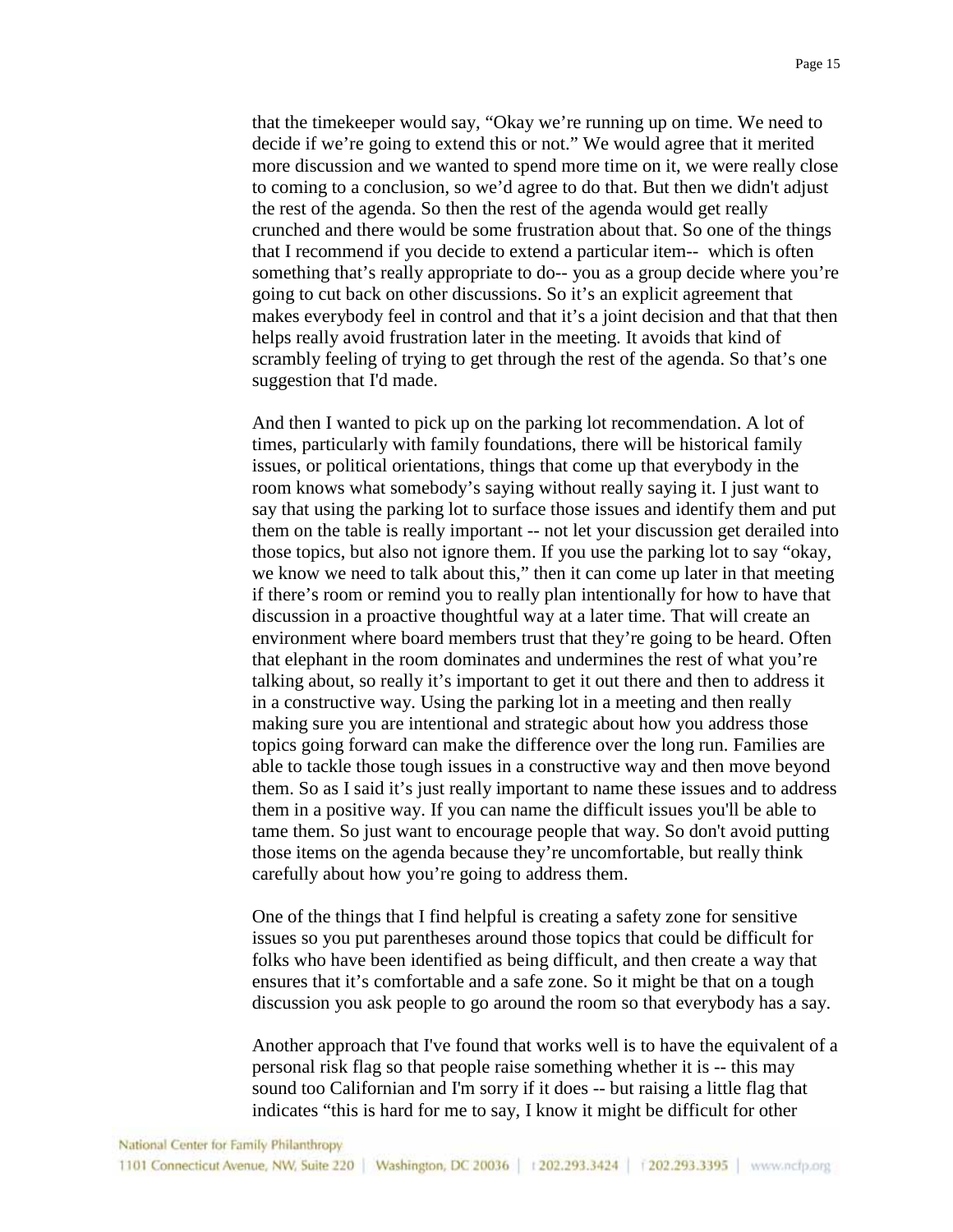that the timekeeper would say, "Okay we're running up on time. We need to decide if we're going to extend this or not." We would agree that it merited more discussion and we wanted to spend more time on it, we were really close to coming to a conclusion, so we'd agree to do that. But then we didn't adjust the rest of the agenda. So then the rest of the agenda would get really crunched and there would be some frustration about that. So one of the things that I recommend if you decide to extend a particular item-- which is often something that's really appropriate to do-- you as a group decide where you're going to cut back on other discussions. So it's an explicit agreement that makes everybody feel in control and that it's a joint decision and that that then helps really avoid frustration later in the meeting. It avoids that kind of scrambly feeling of trying to get through the rest of the agenda. So that's one suggestion that I'd made.

And then I wanted to pick up on the parking lot recommendation. A lot of times, particularly with family foundations, there will be historical family issues, or political orientations, things that come up that everybody in the room knows what somebody's saying without really saying it. I just want to say that using the parking lot to surface those issues and identify them and put them on the table is really important -- not let your discussion get derailed into those topics, but also not ignore them. If you use the parking lot to say "okay, we know we need to talk about this," then it can come up later in that meeting if there's room or remind you to really plan intentionally for how to have that discussion in a proactive thoughtful way at a later time. That will create an environment where board members trust that they're going to be heard. Often that elephant in the room dominates and undermines the rest of what you're talking about, so really it's important to get it out there and then to address it in a constructive way. Using the parking lot in a meeting and then really making sure you are intentional and strategic about how you address those topics going forward can make the difference over the long run. Families are able to tackle those tough issues in a constructive way and then move beyond them. So as I said it's just really important to name these issues and to address them in a positive way. If you can name the difficult issues you'll be able to tame them. So just want to encourage people that way. So don't avoid putting those items on the agenda because they're uncomfortable, but really think carefully about how you're going to address them.

One of the things that I find helpful is creating a safety zone for sensitive issues so you put parentheses around those topics that could be difficult for folks who have been identified as being difficult, and then create a way that ensures that it's comfortable and a safe zone. So it might be that on a tough discussion you ask people to go around the room so that everybody has a say.

Another approach that I've found that works well is to have the equivalent of a personal risk flag so that people raise something whether it is -- this may sound too Californian and I'm sorry if it does -- but raising a little flag that indicates "this is hard for me to say, I know it might be difficult for other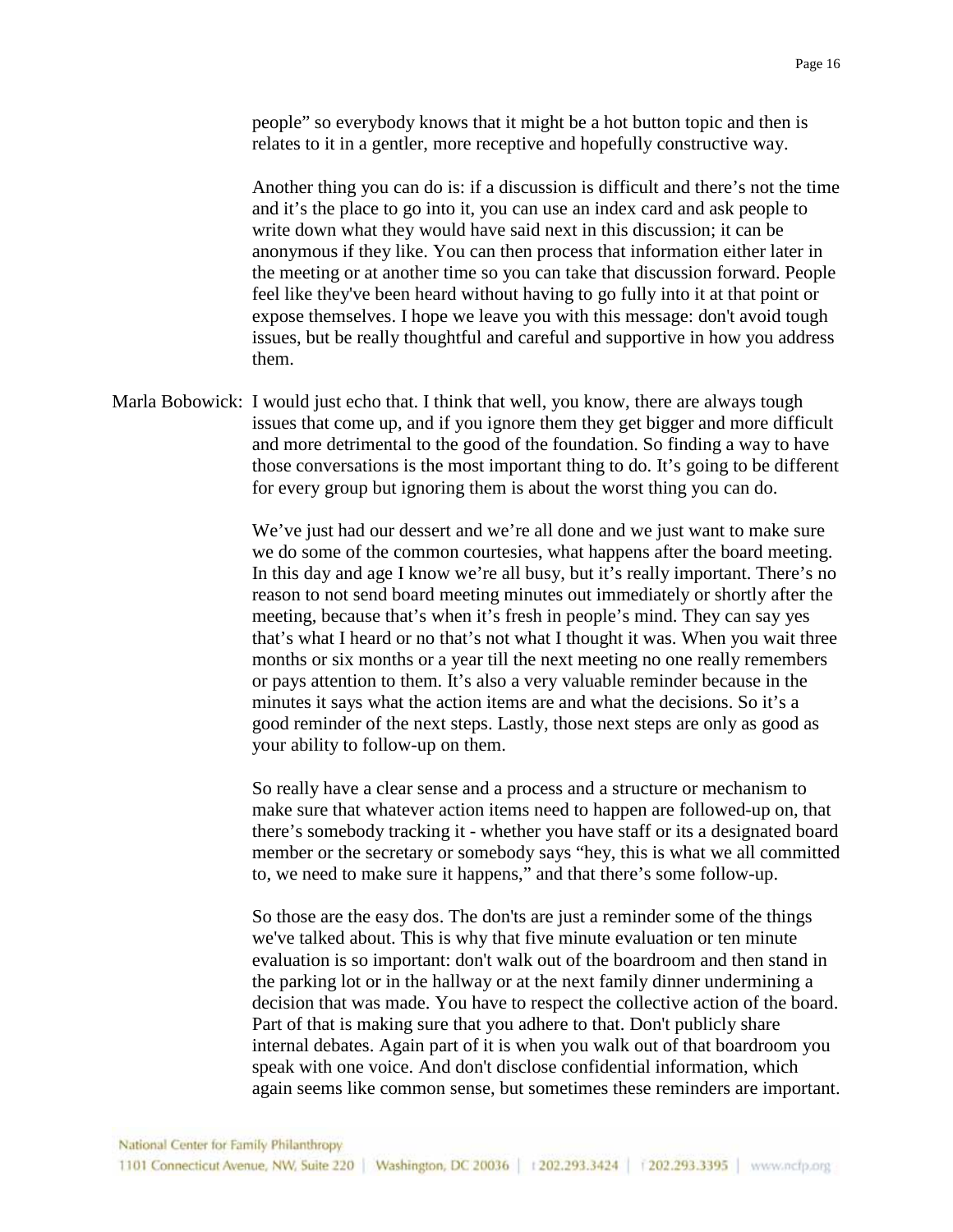people" so everybody knows that it might be a hot button topic and then is relates to it in a gentler, more receptive and hopefully constructive way.

Another thing you can do is: if a discussion is difficult and there's not the time and it's the place to go into it, you can use an index card and ask people to write down what they would have said next in this discussion; it can be anonymous if they like. You can then process that information either later in the meeting or at another time so you can take that discussion forward. People feel like they've been heard without having to go fully into it at that point or expose themselves. I hope we leave you with this message: don't avoid tough issues, but be really thoughtful and careful and supportive in how you address them.

Marla Bobowick: I would just echo that. I think that well, you know, there are always tough issues that come up, and if you ignore them they get bigger and more difficult and more detrimental to the good of the foundation. So finding a way to have those conversations is the most important thing to do. It's going to be different for every group but ignoring them is about the worst thing you can do.

We've just had our dessert and we're all done and we just want to make sure we do some of the common courtesies, what happens after the board meeting. In this day and age I know we're all busy, but it's really important. There's no reason to not send board meeting minutes out immediately or shortly after the meeting, because that's when it's fresh in people's mind. They can say yes that's what I heard or no that's not what I thought it was. When you wait three months or six months or a year till the next meeting no one really remembers or pays attention to them. It's also a very valuable reminder because in the minutes it says what the action items are and what the decisions. So it's a good reminder of the next steps. Lastly, those next steps are only as good as your ability to follow-up on them.

So really have a clear sense and a process and a structure or mechanism to make sure that whatever action items need to happen are followed-up on, that there's somebody tracking it - whether you have staff or its a designated board member or the secretary or somebody says "hey, this is what we all committed to, we need to make sure it happens," and that there's some follow-up.

So those are the easy dos. The don'ts are just a reminder some of the things we've talked about. This is why that five minute evaluation or ten minute evaluation is so important: don't walk out of the boardroom and then stand in the parking lot or in the hallway or at the next family dinner undermining a decision that was made. You have to respect the collective action of the board. Part of that is making sure that you adhere to that. Don't publicly share internal debates. Again part of it is when you walk out of that boardroom you speak with one voice. And don't disclose confidential information, which again seems like common sense, but sometimes these reminders are important.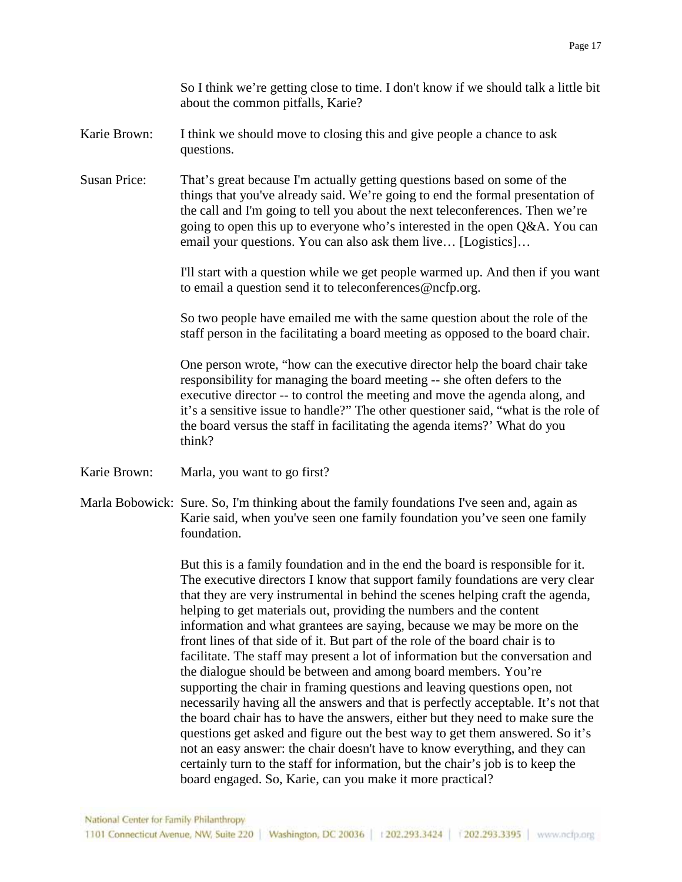So I think we're getting close to time. I don't know if we should talk a little bit about the common pitfalls, Karie?

Karie Brown: I think we should move to closing this and give people a chance to ask questions.

Susan Price: That's great because I'm actually getting questions based on some of the things that you've already said. We're going to end the formal presentation of the call and I'm going to tell you about the next teleconferences. Then we're going to open this up to everyone who's interested in the open Q&A. You can email your questions. You can also ask them live… [Logistics]…

I'll start with a question while we get people warmed up. And then if you want to email a question send it to teleconferences@ncfp.org.

So two people have emailed me with the same question about the role of the staff person in the facilitating a board meeting as opposed to the board chair.

One person wrote, "how can the executive director help the board chair take responsibility for managing the board meeting -- she often defers to the executive director -- to control the meeting and move the agenda along, and it's a sensitive issue to handle?" The other questioner said, "what is the role of the board versus the staff in facilitating the agenda items?' What do you think?

Karie Brown: Marla, you want to go first?

Marla Bobowick: Sure. So, I'm thinking about the family foundations I've seen and, again as Karie said, when you've seen one family foundation you've seen one family foundation.

But this is a family foundation and in the end the board is responsible for it. The executive directors I know that support family foundations are very clear that they are very instrumental in behind the scenes helping craft the agenda, helping to get materials out, providing the numbers and the content information and what grantees are saying, because we may be more on the front lines of that side of it. But part of the role of the board chair is to facilitate. The staff may present a lot of information but the conversation and the dialogue should be between and among board members. You're supporting the chair in framing questions and leaving questions open, not necessarily having all the answers and that is perfectly acceptable. It's not that the board chair has to have the answers, either but they need to make sure the questions get asked and figure out the best way to get them answered. So it's not an easy answer: the chair doesn't have to know everything, and they can certainly turn to the staff for information, but the chair's job is to keep the board engaged. So, Karie, can you make it more practical?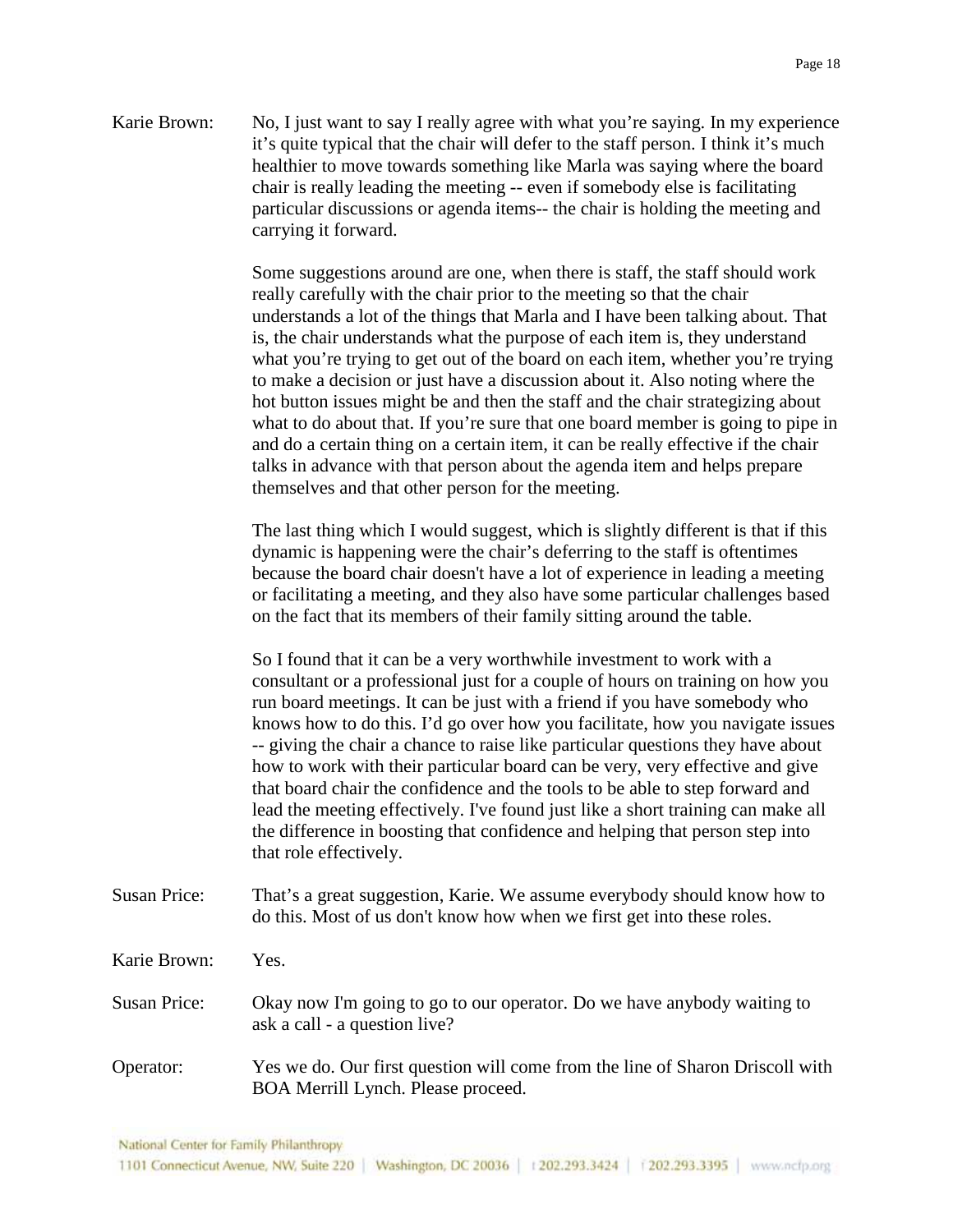Karie Brown: No, I just want to say I really agree with what you're saying. In my experience it's quite typical that the chair will defer to the staff person. I think it's much healthier to move towards something like Marla was saying where the board chair is really leading the meeting -- even if somebody else is facilitating particular discussions or agenda items-- the chair is holding the meeting and carrying it forward.

Some suggestions around are one, when there is staff, the staff should work really carefully with the chair prior to the meeting so that the chair understands a lot of the things that Marla and I have been talking about. That is, the chair understands what the purpose of each item is, they understand what you're trying to get out of the board on each item, whether you're trying to make a decision or just have a discussion about it. Also noting where the hot button issues might be and then the staff and the chair strategizing about what to do about that. If you're sure that one board member is going to pipe in and do a certain thing on a certain item, it can be really effective if the chair talks in advance with that person about the agenda item and helps prepare themselves and that other person for the meeting.

The last thing which I would suggest, which is slightly different is that if this dynamic is happening were the chair's deferring to the staff is oftentimes because the board chair doesn't have a lot of experience in leading a meeting or facilitating a meeting, and they also have some particular challenges based on the fact that its members of their family sitting around the table.

So I found that it can be a very worthwhile investment to work with a consultant or a professional just for a couple of hours on training on how you run board meetings. It can be just with a friend if you have somebody who knows how to do this. I'd go over how you facilitate, how you navigate issues -- giving the chair a chance to raise like particular questions they have about how to work with their particular board can be very, very effective and give that board chair the confidence and the tools to be able to step forward and lead the meeting effectively. I've found just like a short training can make all the difference in boosting that confidence and helping that person step into that role effectively.

Susan Price: That's a great suggestion, Karie. We assume everybody should know how to do this. Most of us don't know how when we first get into these roles.

Karie Brown: Yes.

Susan Price: Okay now I'm going to go to our operator. Do we have anybody waiting to ask a call - a question live?

Operator: Yes we do. Our first question will come from the line of Sharon Driscoll with BOA Merrill Lynch. Please proceed.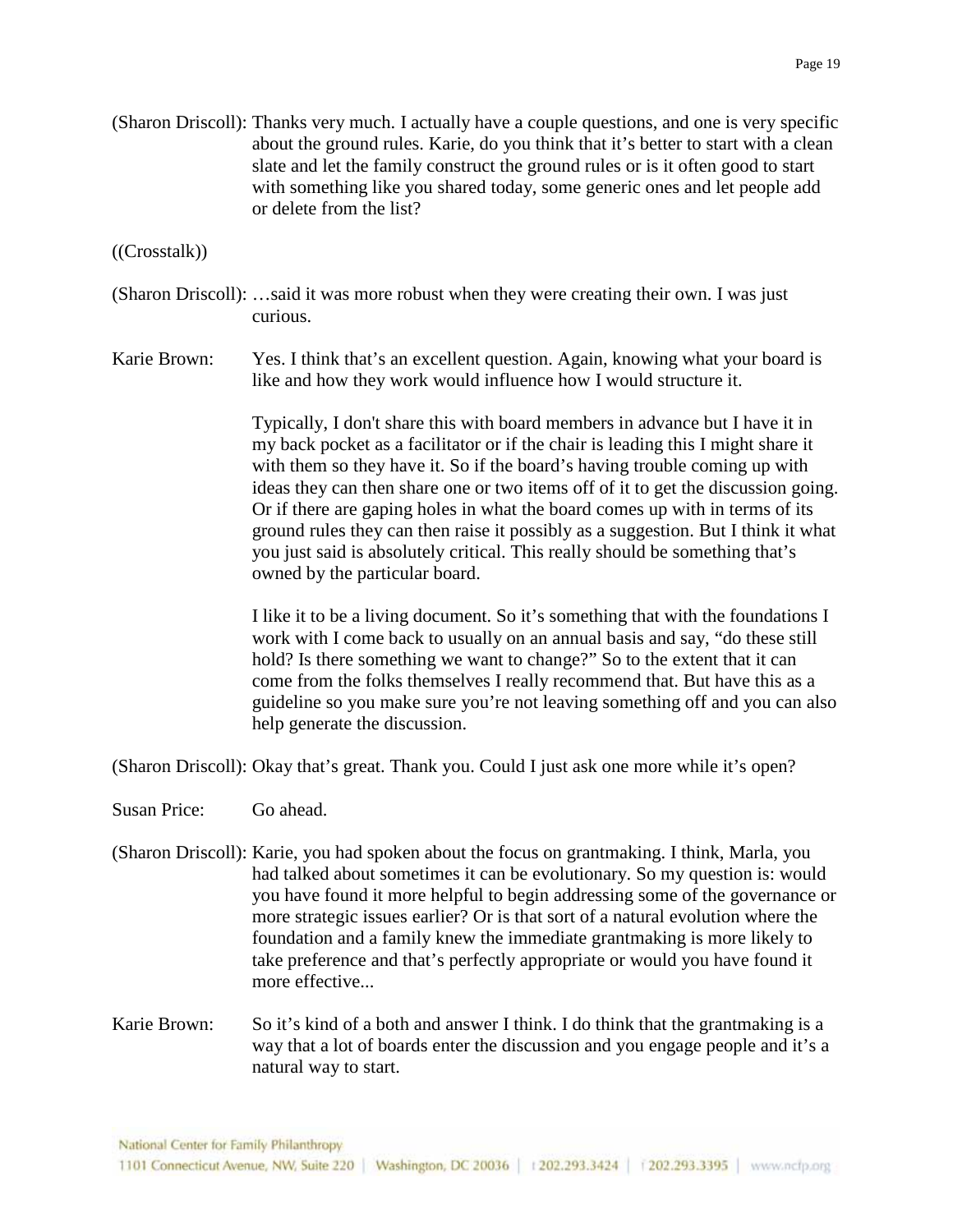(Sharon Driscoll): Thanks very much. I actually have a couple questions, and one is very specific about the ground rules. Karie, do you think that it's better to start with a clean slate and let the family construct the ground rules or is it often good to start with something like you shared today, some generic ones and let people add or delete from the list?

((Crosstalk))

(Sharon Driscoll): …said it was more robust when they were creating their own. I was just curious.

Karie Brown: Yes. I think that's an excellent question. Again, knowing what your board is like and how they work would influence how I would structure it.

Typically, I don't share this with board members in advance but I have it in my back pocket as a facilitator or if the chair is leading this I might share it with them so they have it. So if the board's having trouble coming up with ideas they can then share one or two items off of it to get the discussion going. Or if there are gaping holes in what the board comes up with in terms of its ground rules they can then raise it possibly as a suggestion. But I think it what you just said is absolutely critical. This really should be something that's owned by the particular board.

I like it to be a living document. So it's something that with the foundations I work with I come back to usually on an annual basis and say, "do these still hold? Is there something we want to change?" So to the extent that it can come from the folks themselves I really recommend that. But have this as a guideline so you make sure you're not leaving something off and you can also help generate the discussion.

(Sharon Driscoll): Okay that's great. Thank you. Could I just ask one more while it's open?

Susan Price: Go ahead.

(Sharon Driscoll): Karie, you had spoken about the focus on grantmaking. I think, Marla, you had talked about sometimes it can be evolutionary. So my question is: would you have found it more helpful to begin addressing some of the governance or more strategic issues earlier? Or is that sort of a natural evolution where the foundation and a family knew the immediate grantmaking is more likely to take preference and that's perfectly appropriate or would you have found it more effective...

Karie Brown: So it's kind of a both and answer I think. I do think that the grantmaking is a way that a lot of boards enter the discussion and you engage people and it's a natural way to start.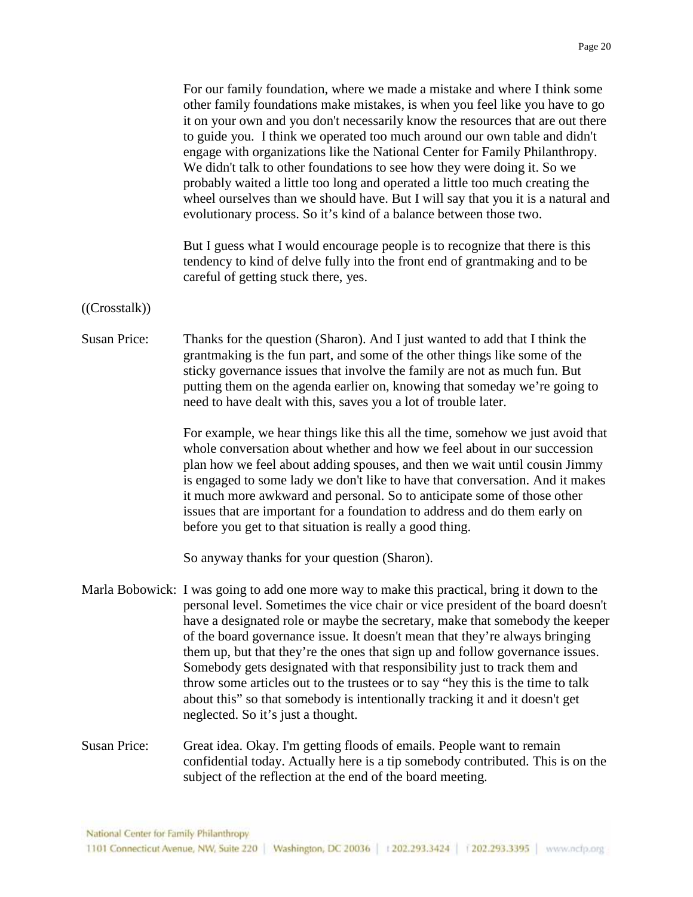For our family foundation, where we made a mistake and where I think some other family foundations make mistakes, is when you feel like you have to go it on your own and you don't necessarily know the resources that are out there to guide you. I think we operated too much around our own table and didn't engage with organizations like the National Center for Family Philanthropy. We didn't talk to other foundations to see how they were doing it. So we probably waited a little too long and operated a little too much creating the wheel ourselves than we should have. But I will say that you it is a natural and evolutionary process. So it's kind of a balance between those two.

But I guess what I would encourage people is to recognize that there is this tendency to kind of delve fully into the front end of grantmaking and to be careful of getting stuck there, yes.

((Crosstalk))

Susan Price: Thanks for the question (Sharon). And I just wanted to add that I think the grantmaking is the fun part, and some of the other things like some of the sticky governance issues that involve the family are not as much fun. But putting them on the agenda earlier on, knowing that someday we're going to need to have dealt with this, saves you a lot of trouble later.

For example, we hear things like this all the time, somehow we just avoid that whole conversation about whether and how we feel about in our succession plan how we feel about adding spouses, and then we wait until cousin Jimmy is engaged to some lady we don't like to have that conversation. And it makes it much more awkward and personal. So to anticipate some of those other issues that are important for a foundation to address and do them early on before you get to that situation is really a good thing.

So anyway thanks for your question (Sharon).

Marla Bobowick: I was going to add one more way to make this practical, bring it down to the personal level. Sometimes the vice chair or vice president of the board doesn't have a designated role or maybe the secretary, make that somebody the keeper of the board governance issue. It doesn't mean that they're always bringing them up, but that they're the ones that sign up and follow governance issues. Somebody gets designated with that responsibility just to track them and throw some articles out to the trustees or to say "hey this is the time to talk about this" so that somebody is intentionally tracking it and it doesn't get neglected. So it's just a thought.

Susan Price: Great idea. Okay. I'm getting floods of emails. People want to remain confidential today. Actually here is a tip somebody contributed. This is on the subject of the reflection at the end of the board meeting.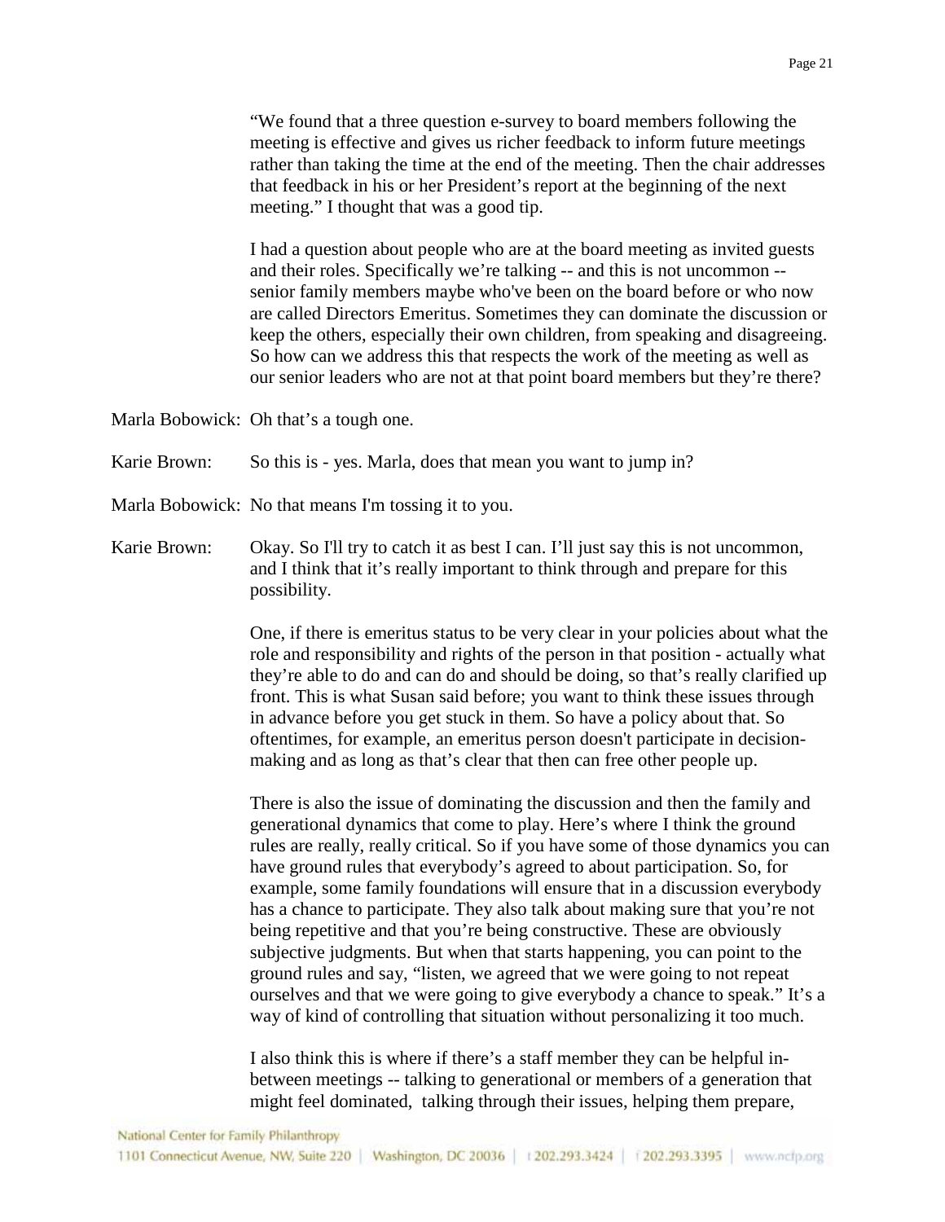"We found that a three question e-survey to board members following the meeting is effective and gives us richer feedback to inform future meetings rather than taking the time at the end of the meeting. Then the chair addresses that feedback in his or her President's report at the beginning of the next meeting." I thought that was a good tip.

I had a question about people who are at the board meeting as invited guests and their roles. Specifically we're talking -- and this is not uncommon -- senior family members maybe who've been on the board before or who now are called Directors Emeritus. Sometimes they can dominate the discussion or keep the others, especially their own children, from speaking and disagreeing. So how can we address this that respects the work of the meeting as well as our senior leaders who are not at that point board members but they're there?

Marla Bobowick: Oh that's a tough one.

Karie Brown: So this is - yes. Marla, does that mean you want to jump in?

Marla Bobowick: No that means I'm tossing it to you.

Karie Brown: Okay. So I'll try to catch it as best I can. I'll just say this is not uncommon, and I think that it's really important to think through and prepare for this possibility.

One, if there is emeritus status to be very clear in your policies about what the role and responsibility and rights of the person in that position - actually what they're able to do and can do and should be doing, so that's really clarified up front. This is what Susan said before; you want to think these issues through in advance before you get stuck in them. So have a policy about that. So oftentimes, for example, an emeritus person doesn't participate in decision-making and as long as that's clear that then can free other people up.

There is also the issue of dominating the discussion and then the family and generational dynamics that come to play. Here's where I think the ground rules are really, really critical. So if you have some of those dynamics you can have ground rules that everybody's agreed to about participation. So, for example, some family foundations will ensure that in a discussion everybody has a chance to participate. They also talk about making sure that you're not being repetitive and that you're being constructive. These are obviously subjective judgments. But when that starts happening, you can point to the ground rules and say, "listen, we agreed that we were going to not repeat ourselves and that we were going to give everybody a chance to speak." It's a way of kind of controlling that situation without personalizing it too much.

I also think this is where if there's a staff member they can be helpful in-between meetings -- talking to generational or members of a generation that might feel dominated, talking through their issues, helping them prepare,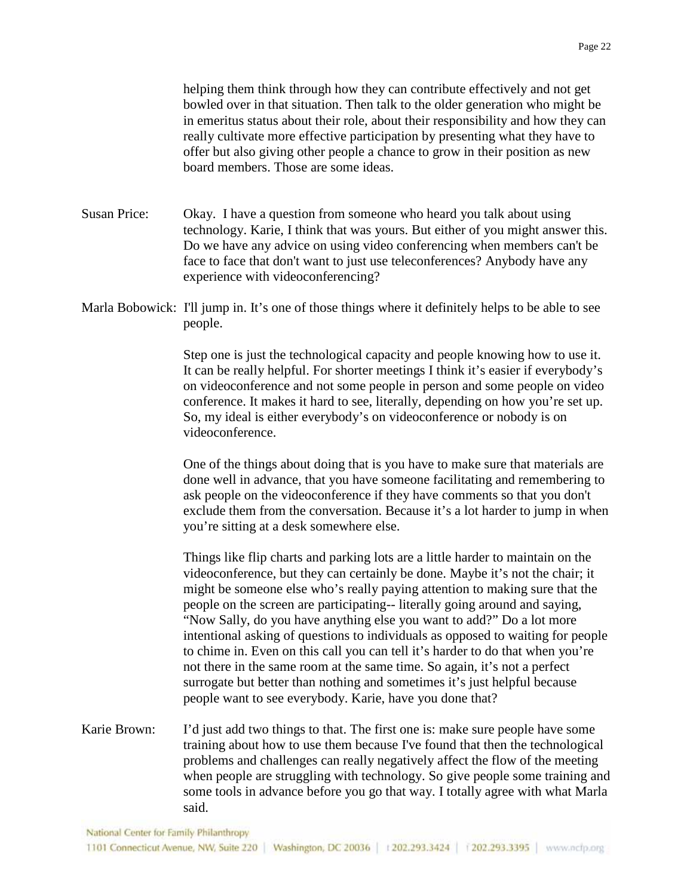helping them think through how they can contribute effectively and not get bowled over in that situation. Then talk to the older generation who might be in emeritus status about their role, about their responsibility and how they can really cultivate more effective participation by presenting what they have to offer but also giving other people a chance to grow in their position as new board members. Those are some ideas.

Susan Price: Okay. I have a question from someone who heard you talk about using technology. Karie, I think that was yours. But either of you might answer this. Do we have any advice on using video conferencing when members can't be face to face that don't want to just use teleconferences? Anybody have any experience with videoconferencing?

Marla Bobowick: I'll jump in. It's one of those things where it definitely helps to be able to see people.

Step one is just the technological capacity and people knowing how to use it. It can be really helpful. For shorter meetings I think it's easier if everybody's on videoconference and not some people in person and some people on video conference. It makes it hard to see, literally, depending on how you're set up. So, my ideal is either everybody's on videoconference or nobody is on videoconference.

One of the things about doing that is you have to make sure that materials are done well in advance, that you have someone facilitating and remembering to ask people on the videoconference if they have comments so that you don't exclude them from the conversation. Because it's a lot harder to jump in when you're sitting at a desk somewhere else.

Things like flip charts and parking lots are a little harder to maintain on the videoconference, but they can certainly be done. Maybe it's not the chair; it might be someone else who's really paying attention to making sure that the people on the screen are participating-- literally going around and saying, "Now Sally, do you have anything else you want to add?" Do a lot more intentional asking of questions to individuals as opposed to waiting for people to chime in. Even on this call you can tell it's harder to do that when you're not there in the same room at the same time. So again, it's not a perfect surrogate but better than nothing and sometimes it's just helpful because people want to see everybody. Karie, have you done that?

Karie Brown: I'd just add two things to that. The first one is: make sure people have some training about how to use them because I've found that then the technological problems and challenges can really negatively affect the flow of the meeting when people are struggling with technology. So give people some training and some tools in advance before you go that way. I totally agree with what Marla said.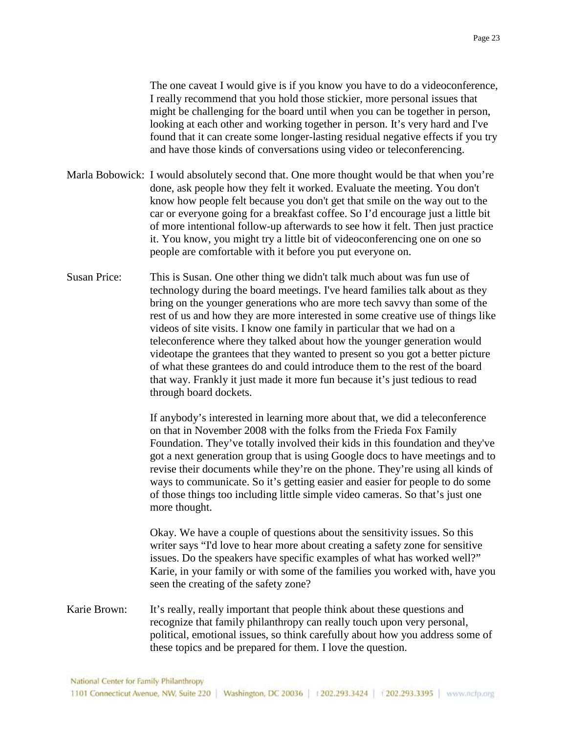The one caveat I would give is if you know you have to do a videoconference, I really recommend that you hold those stickier, more personal issues that might be challenging for the board until when you can be together in person, looking at each other and working together in person. It's very hard and I've found that it can create some longer-lasting residual negative effects if you try and have those kinds of conversations using video or teleconferencing.

Marla Bobowick: I would absolutely second that. One more thought would be that when you're done, ask people how they felt it worked. Evaluate the meeting. You don't know how people felt because you don't get that smile on the way out to the car or everyone going for a breakfast coffee. So I'd encourage just a little bit of more intentional follow-up afterwards to see how it felt. Then just practice it. You know, you might try a little bit of videoconferencing one on one so people are comfortable with it before you put everyone on.

Susan Price: This is Susan. One other thing we didn't talk much about was fun use of technology during the board meetings. I've heard families talk about as they bring on the younger generations who are more tech savvy than some of the rest of us and how they are more interested in some creative use of things like videos of site visits. I know one family in particular that we had on a teleconference where they talked about how the younger generation would videotape the grantees that they wanted to present so you got a better picture of what these grantees do and could introduce them to the rest of the board that way. Frankly it just made it more fun because it's just tedious to read through board dockets.

If anybody's interested in learning more about that, we did a teleconference on that in November 2008 with the folks from the Frieda Fox Family Foundation. They've totally involved their kids in this foundation and they've got a next generation group that is using Google docs to have meetings and to revise their documents while they're on the phone. They're using all kinds of ways to communicate. So it's getting easier and easier for people to do some of those things too including little simple video cameras. So that's just one more thought.

Okay. We have a couple of questions about the sensitivity issues. So this writer says "I'd love to hear more about creating a safety zone for sensitive issues. Do the speakers have specific examples of what has worked well?" Karie, in your family or with some of the families you worked with, have you seen the creating of the safety zone?

Karie Brown: It's really, really important that people think about these questions and recognize that family philanthropy can really touch upon very personal, political, emotional issues, so think carefully about how you address some of these topics and be prepared for them. I love the question.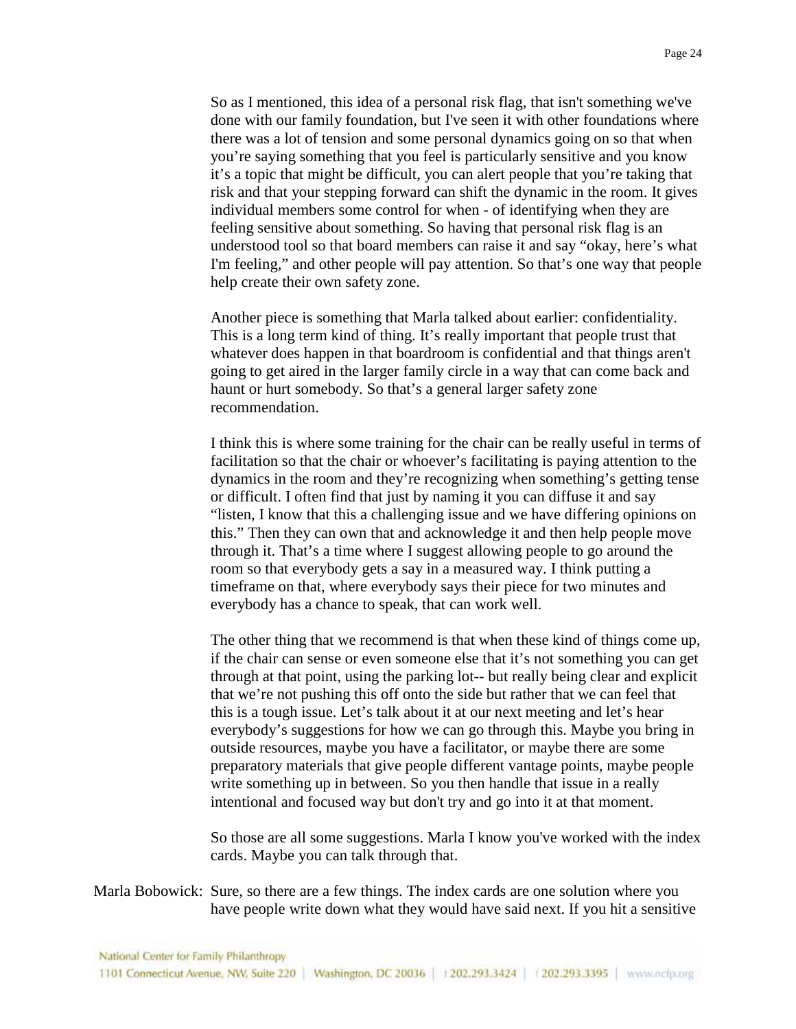So as I mentioned, this idea of a personal risk flag, that isn't something we've done with our family foundation, but I've seen it with other foundations where there was a lot of tension and some personal dynamics going on so that when you're saying something that you feel is particularly sensitive and you know it's a topic that might be difficult, you can alert people that you're taking that risk and that your stepping forward can shift the dynamic in the room. It gives individual members some control for when - of identifying when they are feeling sensitive about something. So having that personal risk flag is an understood tool so that board members can raise it and say "okay, here's what I'm feeling," and other people will pay attention. So that's one way that people help create their own safety zone.

Another piece is something that Marla talked about earlier: confidentiality. This is a long term kind of thing. It's really important that people trust that whatever does happen in that boardroom is confidential and that things aren't going to get aired in the larger family circle in a way that can come back and haunt or hurt somebody. So that's a general larger safety zone recommendation.

I think this is where some training for the chair can be really useful in terms of facilitation so that the chair or whoever's facilitating is paying attention to the dynamics in the room and they're recognizing when something's getting tense or difficult. I often find that just by naming it you can diffuse it and say "listen, I know that this a challenging issue and we have differing opinions on this." Then they can own that and acknowledge it and then help people move through it. That's a time where I suggest allowing people to go around the room so that everybody gets a say in a measured way. I think putting a timeframe on that, where everybody says their piece for two minutes and everybody has a chance to speak, that can work well.

The other thing that we recommend is that when these kind of things come up, if the chair can sense or even someone else that it's not something you can get through at that point, using the parking lot-- but really being clear and explicit that we're not pushing this off onto the side but rather that we can feel that this is a tough issue. Let's talk about it at our next meeting and let's hear everybody's suggestions for how we can go through this. Maybe you bring in outside resources, maybe you have a facilitator, or maybe there are some preparatory materials that give people different vantage points, maybe people write something up in between. So you then handle that issue in a really intentional and focused way but don't try and go into it at that moment.

So those are all some suggestions. Marla I know you've worked with the index cards. Maybe you can talk through that.

Marla Bobowick: Sure, so there are a few things. The index cards are one solution where you have people write down what they would have said next. If you hit a sensitive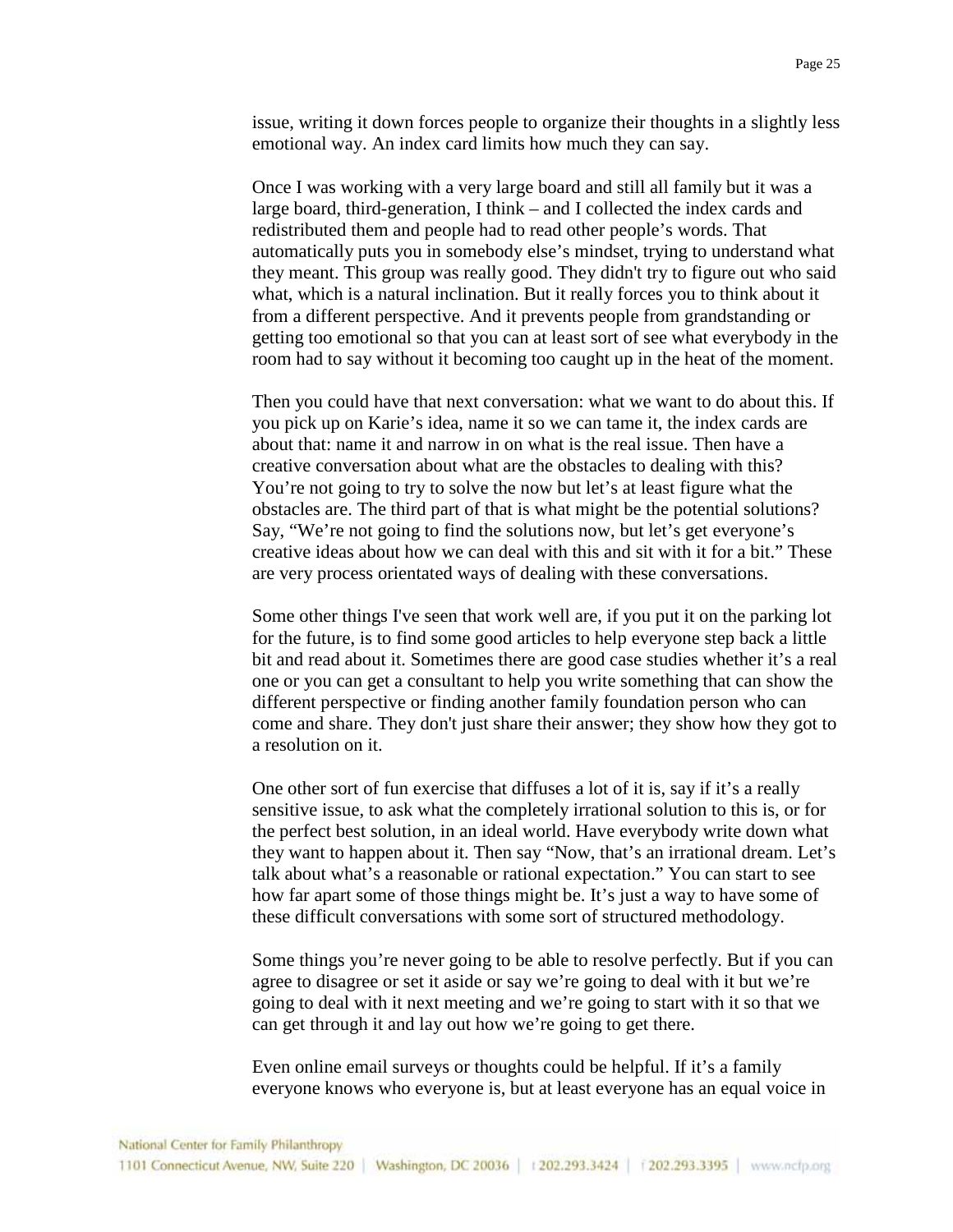issue, writing it down forces people to organize their thoughts in a slightly less emotional way. An index card limits how much they can say.

Once I was working with a very large board and still all family but it was a large board, third-generation, I think – and I collected the index cards and redistributed them and people had to read other people's words. That automatically puts you in somebody else's mindset, trying to understand what they meant. This group was really good. They didn't try to figure out who said what, which is a natural inclination. But it really forces you to think about it from a different perspective. And it prevents people from grandstanding or getting too emotional so that you can at least sort of see what everybody in the room had to say without it becoming too caught up in the heat of the moment.

Then you could have that next conversation: what we want to do about this. If you pick up on Karie's idea, name it so we can tame it, the index cards are about that: name it and narrow in on what is the real issue. Then have a creative conversation about what are the obstacles to dealing with this? You're not going to try to solve the now but let's at least figure what the obstacles are. The third part of that is what might be the potential solutions? Say, "We're not going to find the solutions now, but let's get everyone's creative ideas about how we can deal with this and sit with it for a bit." These are very process orientated ways of dealing with these conversations.

Some other things I've seen that work well are, if you put it on the parking lot for the future, is to find some good articles to help everyone step back a little bit and read about it. Sometimes there are good case studies whether it's a real one or you can get a consultant to help you write something that can show the different perspective or finding another family foundation person who can come and share. They don't just share their answer; they show how they got to a resolution on it.

One other sort of fun exercise that diffuses a lot of it is, say if it's a really sensitive issue, to ask what the completely irrational solution to this is, or for the perfect best solution, in an ideal world. Have everybody write down what they want to happen about it. Then say "Now, that's an irrational dream. Let's talk about what's a reasonable or rational expectation." You can start to see how far apart some of those things might be. It's just a way to have some of these difficult conversations with some sort of structured methodology.

Some things you're never going to be able to resolve perfectly. But if you can agree to disagree or set it aside or say we're going to deal with it but we're going to deal with it next meeting and we're going to start with it so that we can get through it and lay out how we're going to get there.

Even online email surveys or thoughts could be helpful. If it's a family everyone knows who everyone is, but at least everyone has an equal voice in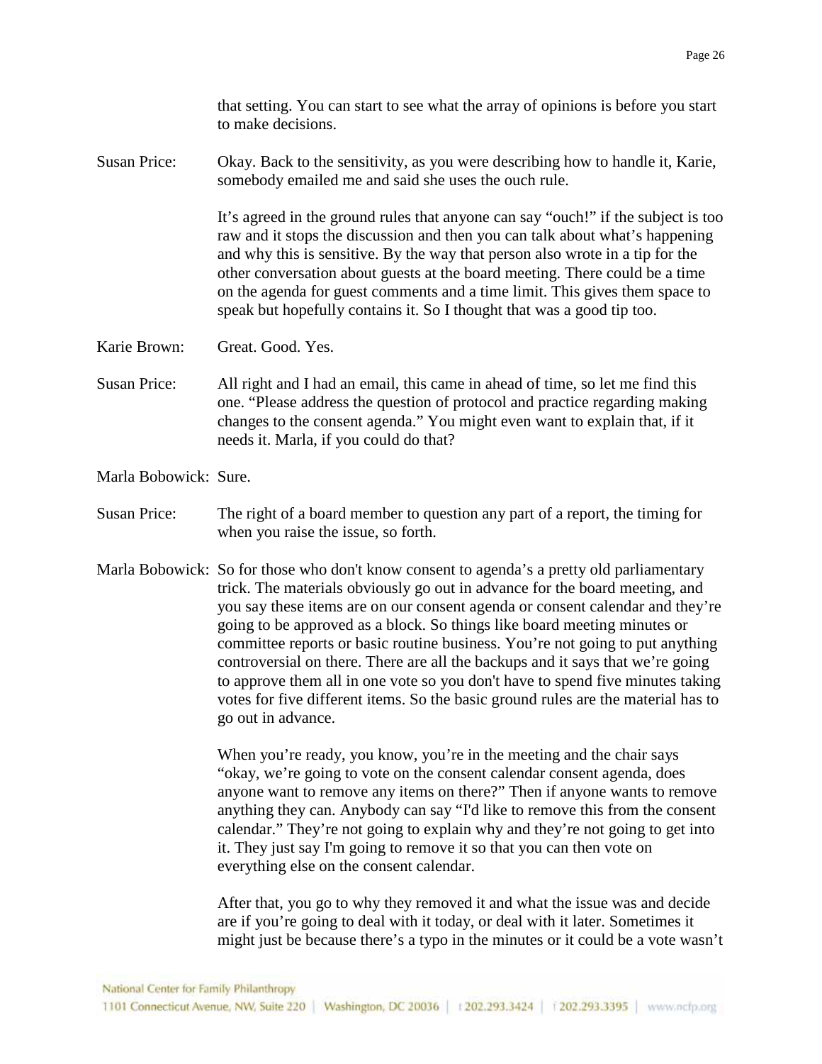that setting. You can start to see what the array of opinions is before you start to make decisions.

Susan Price: Okay. Back to the sensitivity, as you were describing how to handle it, Karie, somebody emailed me and said she uses the ouch rule.

It's agreed in the ground rules that anyone can say "ouch!" if the subject is too raw and it stops the discussion and then you can talk about what's happening and why this is sensitive. By the way that person also wrote in a tip for the other conversation about guests at the board meeting. There could be a time on the agenda for guest comments and a time limit. This gives them space to speak but hopefully contains it. So I thought that was a good tip too.

Karie Brown: Great. Good. Yes.

Susan Price: All right and I had an email, this came in ahead of time, so let me find this one. "Please address the question of protocol and practice regarding making changes to the consent agenda." You might even want to explain that, if it needs it. Marla, if you could do that?

Marla Bobowick: Sure.

Susan Price: The right of a board member to question any part of a report, the timing for when you raise the issue, so forth.

Marla Bobowick: So for those who don't know consent to agenda's a pretty old parliamentary trick. The materials obviously go out in advance for the board meeting, and you say these items are on our consent agenda or consent calendar and they're going to be approved as a block. So things like board meeting minutes or committee reports or basic routine business. You're not going to put anything controversial on there. There are all the backups and it says that we're going to approve them all in one vote so you don't have to spend five minutes taking votes for five different items. So the basic ground rules are the material has to go out in advance.

When you're ready, you know, you're in the meeting and the chair says "okay, we're going to vote on the consent calendar consent agenda, does anyone want to remove any items on there?" Then if anyone wants to remove anything they can. Anybody can say "I'd like to remove this from the consent calendar." They're not going to explain why and they're not going to get into it. They just say I'm going to remove it so that you can then vote on everything else on the consent calendar.

After that, you go to why they removed it and what the issue was and decide are if you're going to deal with it today, or deal with it later. Sometimes it might just be because there's a typo in the minutes or it could be a vote wasn't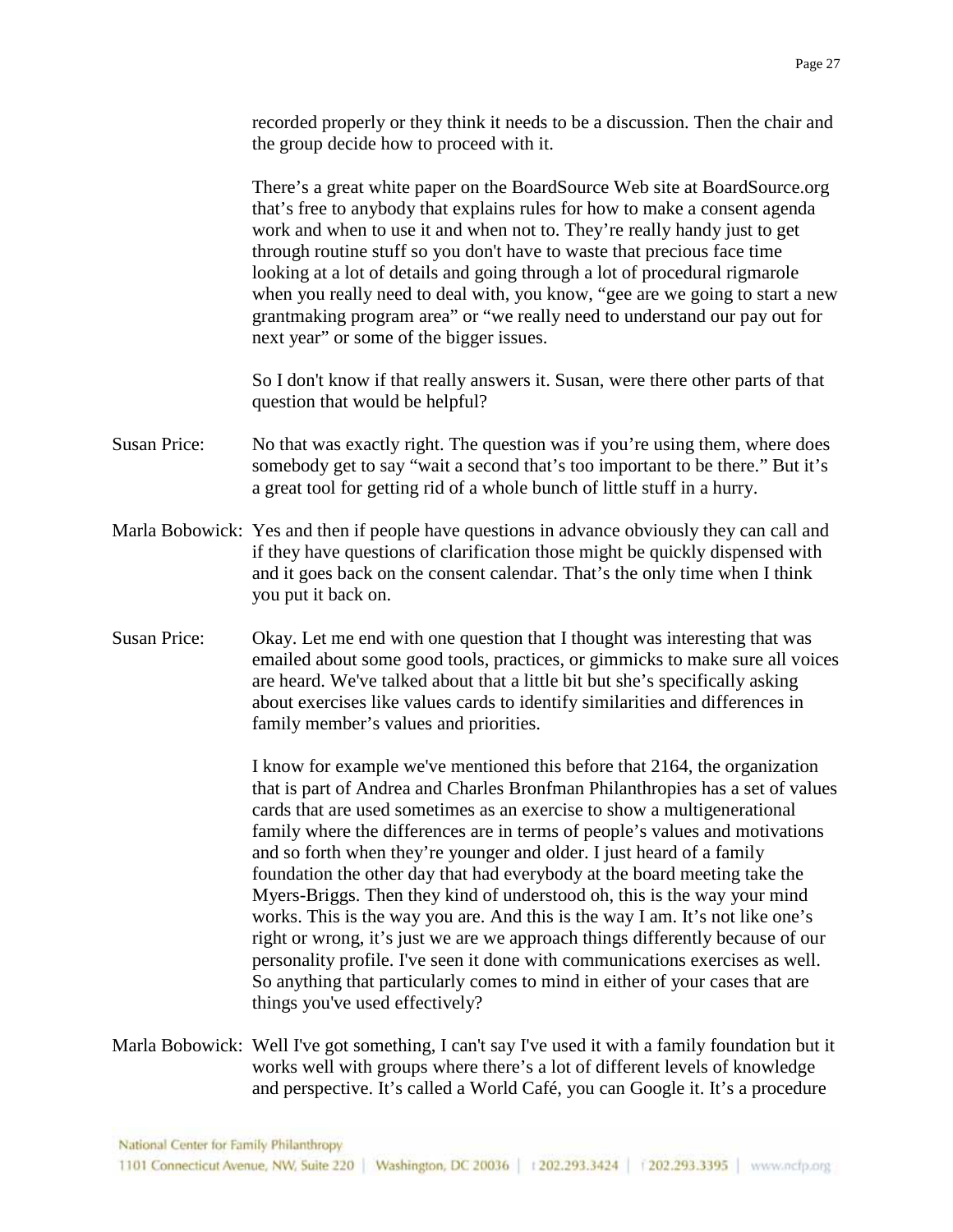recorded properly or they think it needs to be a discussion. Then the chair and the group decide how to proceed with it.

There's a great white paper on the BoardSource Web site at BoardSource.org that's free to anybody that explains rules for how to make a consent agenda work and when to use it and when not to. They're really handy just to get through routine stuff so you don't have to waste that precious face time looking at a lot of details and going through a lot of procedural rigmarole when you really need to deal with, you know, "gee are we going to start a new grantmaking program area" or "we really need to understand our pay out for next year" or some of the bigger issues.

So I don't know if that really answers it. Susan, were there other parts of that question that would be helpful?

Susan Price: No that was exactly right. The question was if you're using them, where does somebody get to say "wait a second that's too important to be there." But it's a great tool for getting rid of a whole bunch of little stuff in a hurry.

Marla Bobowick: Yes and then if people have questions in advance obviously they can call and if they have questions of clarification those might be quickly dispensed with and it goes back on the consent calendar. That's the only time when I think you put it back on.

Susan Price: Okay. Let me end with one question that I thought was interesting that was emailed about some good tools, practices, or gimmicks to make sure all voices are heard. We've talked about that a little bit but she's specifically asking about exercises like values cards to identify similarities and differences in family member's values and priorities.

I know for example we've mentioned this before that 2164, the organization that is part of Andrea and Charles Bronfman Philanthropies has a set of values cards that are used sometimes as an exercise to show a multigenerational family where the differences are in terms of people's values and motivations and so forth when they're younger and older. I just heard of a family foundation the other day that had everybody at the board meeting take the Myers-Briggs. Then they kind of understood oh, this is the way your mind works. This is the way you are. And this is the way I am. It's not like one's right or wrong, it's just we are we approach things differently because of our personality profile. I've seen it done with communications exercises as well. So anything that particularly comes to mind in either of your cases that are things you've used effectively?

Marla Bobowick: Well I've got something, I can't say I've used it with a family foundation but it works well with groups where there's a lot of different levels of knowledge and perspective. It's called a World Café, you can Google it. It's a procedure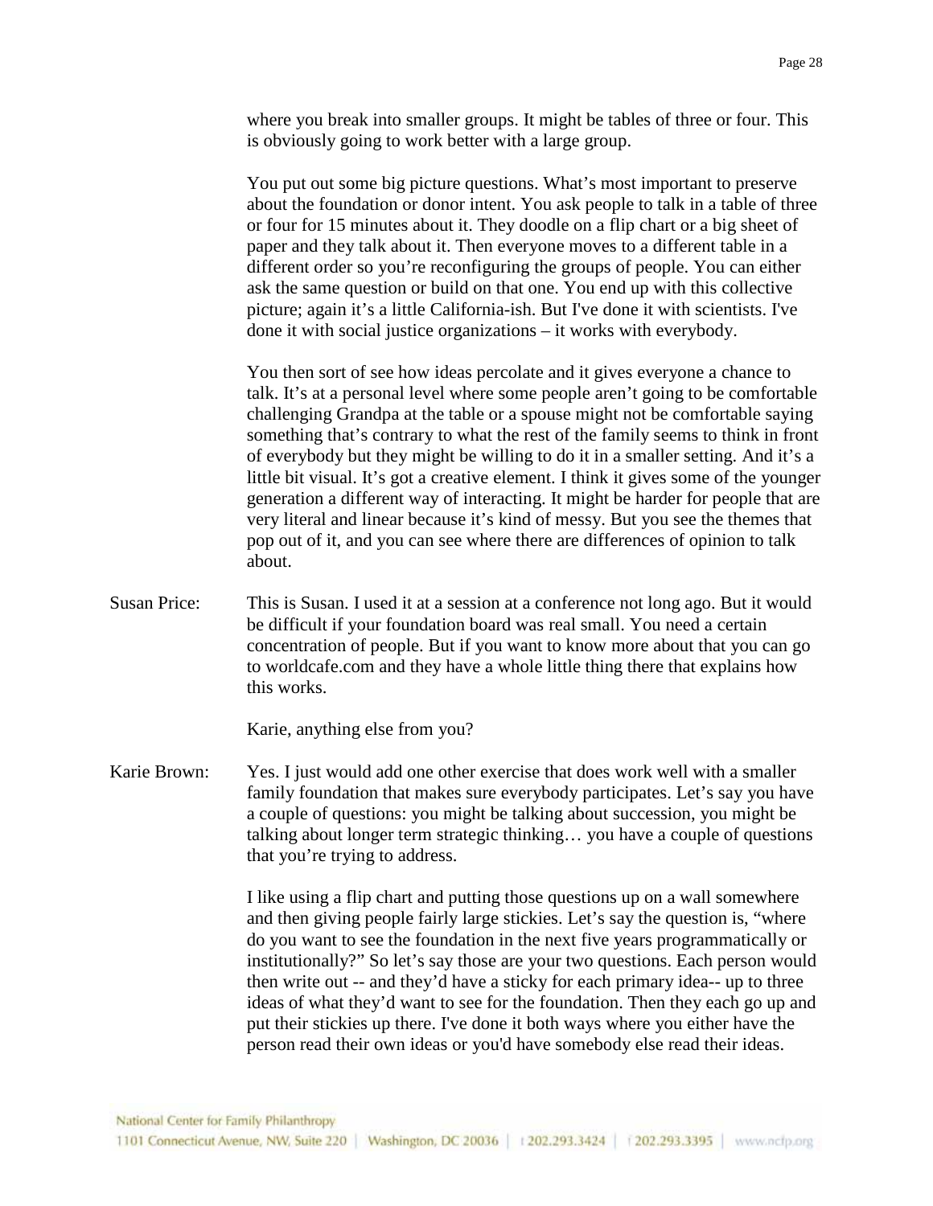where you break into smaller groups. It might be tables of three or four. This is obviously going to work better with a large group.

You put out some big picture questions. What's most important to preserve about the foundation or donor intent. You ask people to talk in a table of three or four for 15 minutes about it. They doodle on a flip chart or a big sheet of paper and they talk about it. Then everyone moves to a different table in a different order so you're reconfiguring the groups of people. You can either ask the same question or build on that one. You end up with this collective picture; again it's a little California-ish. But I've done it with scientists. I've done it with social justice organizations – it works with everybody.

You then sort of see how ideas percolate and it gives everyone a chance to talk. It's at a personal level where some people aren't going to be comfortable challenging Grandpa at the table or a spouse might not be comfortable saying something that's contrary to what the rest of the family seems to think in front of everybody but they might be willing to do it in a smaller setting. And it's a little bit visual. It's got a creative element. I think it gives some of the younger generation a different way of interacting. It might be harder for people that are very literal and linear because it's kind of messy. But you see the themes that pop out of it, and you can see where there are differences of opinion to talk about.

Susan Price: This is Susan. I used it at a session at a conference not long ago. But it would be difficult if your foundation board was real small. You need a certain concentration of people. But if you want to know more about that you can go to worldcafe.com and they have a whole little thing there that explains how this works.

Karie, anything else from you?

Karie Brown: Yes. I just would add one other exercise that does work well with a smaller family foundation that makes sure everybody participates. Let's say you have a couple of questions: you might be talking about succession, you might be talking about longer term strategic thinking… you have a couple of questions that you're trying to address.

I like using a flip chart and putting those questions up on a wall somewhere and then giving people fairly large stickies. Let's say the question is, "where do you want to see the foundation in the next five years programmatically or institutionally?" So let's say those are your two questions. Each person would then write out -- and they'd have a sticky for each primary idea-- up to three ideas of what they'd want to see for the foundation. Then they each go up and put their stickies up there. I've done it both ways where you either have the person read their own ideas or you'd have somebody else read their ideas.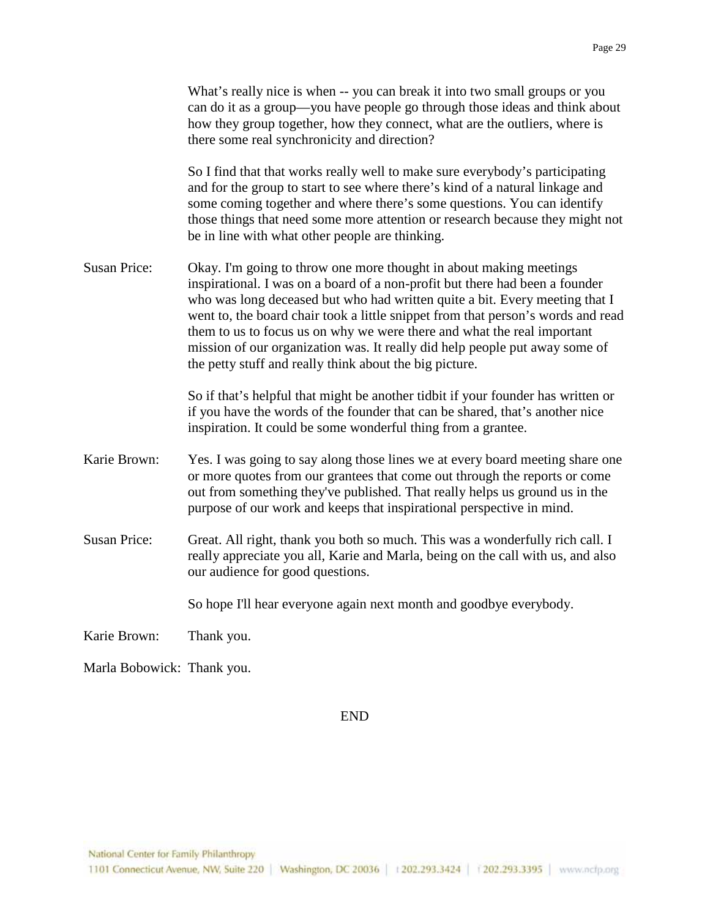What's really nice is when -- you can break it into two small groups or you can do it as a group—you have people go through those ideas and think about how they group together, how they connect, what are the outliers, where is there some real synchronicity and direction?

So I find that that works really well to make sure everybody's participating and for the group to start to see where there's kind of a natural linkage and some coming together and where there's some questions. You can identify those things that need some more attention or research because they might not be in line with what other people are thinking.

Susan Price: Okay. I'm going to throw one more thought in about making meetings inspirational. I was on a board of a non-profit but there had been a founder who was long deceased but who had written quite a bit. Every meeting that I went to, the board chair took a little snippet from that person's words and read them to us to focus us on why we were there and what the real important mission of our organization was. It really did help people put away some of the petty stuff and really think about the big picture.

So if that's helpful that might be another tidbit if your founder has written or if you have the words of the founder that can be shared, that's another nice inspiration. It could be some wonderful thing from a grantee.

Karie Brown: Yes. I was going to say along those lines we at every board meeting share one or more quotes from our grantees that come out through the reports or come out from something they've published. That really helps us ground us in the purpose of our work and keeps that inspirational perspective in mind.

Susan Price: Great. All right, thank you both so much. This was a wonderfully rich call. I really appreciate you all, Karie and Marla, being on the call with us, and also our audience for good questions.

So hope I'll hear everyone again next month and goodbye everybody.

Karie Brown: Thank you.

Marla Bobowick: Thank you.

END